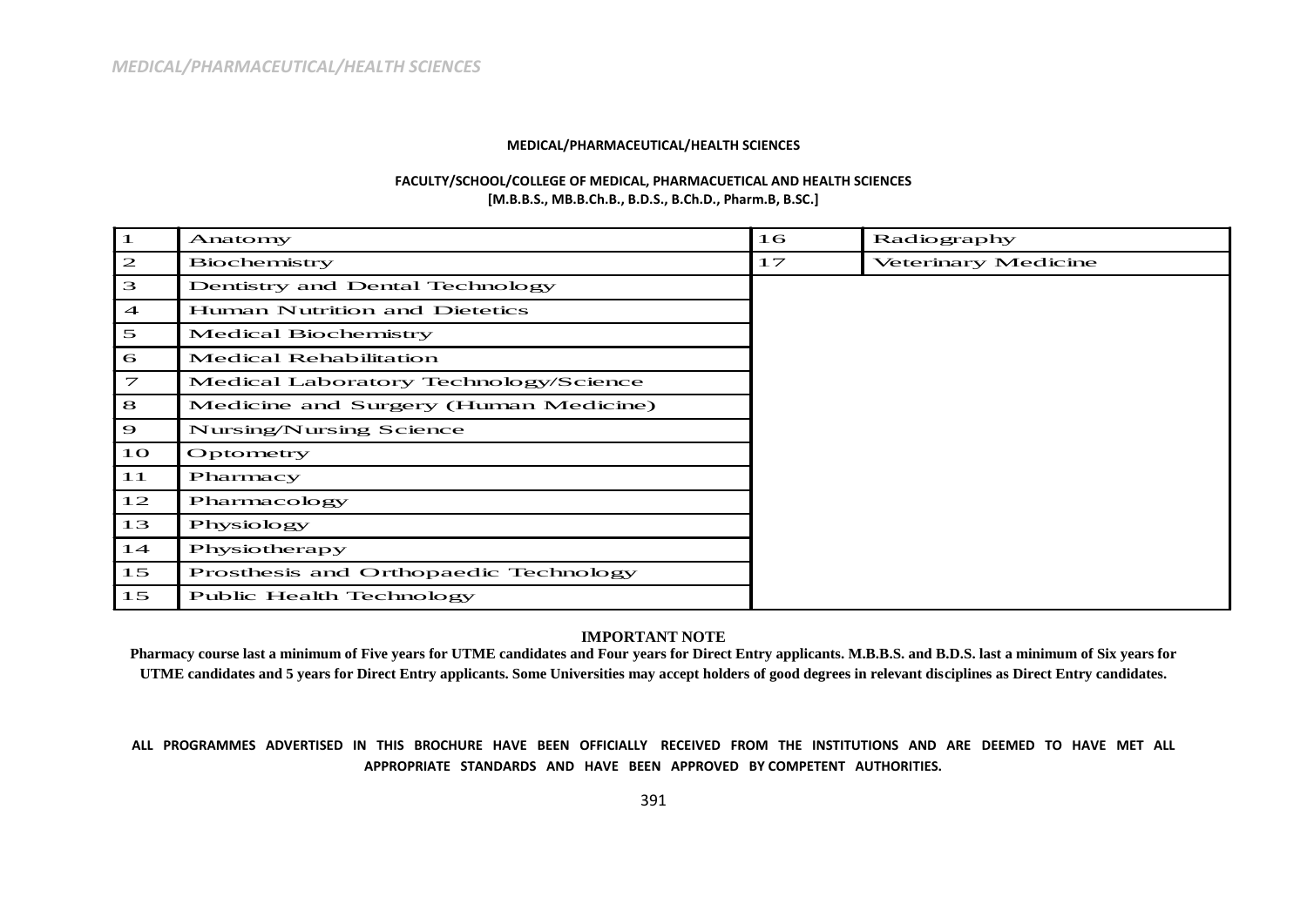## MEDICAL/PHARMACEUTICAL/HEALTH SCIENCES

### FACULTY/SCHOOL/COLLEGE OF MEDICAL, PHARMACUETICAL AND HEALTH SCIENCES
**[M.B.B.S., MB.B.Ch.B., B.D.S., B.Ch.D., Pharm.B, B.SC.]**

| | | | |
|---|---|---|---|
| 1 | Anatomy | 16 | Radiography |
| 2 | Biochemistry | 17 | Veterinary Medicine |
| 3 | Dentistry and Dental Technology | | |
| 4 | Human Nutrition and Dietetics | | |
| 5 | Medical Biochemistry | | |
| 6 | Medical Rehabilitation | | |
| 7 | Medical Laboratory Technology/Science | | |
| 8 | Medicine and Surgery (Human Medicine) | | |
| 9 | Nursing/Nursing Science | | |
| 10 | Optometry | | |
| 11 | Pharmacy | | |
| 12 | Pharmacology | | |
| 13 | Physiology | | |
| 14 | Physiotherapy | | |
| 15 | Prosthesis and Orthopaedic Technology | | |
| 15 | Public Health Technology | | |

**IMPORTANT NOTE**

**Pharmacy course last a minimum of Five years for UTME candidates and Four years for Direct Entry applicants. M.B.B.S. and B.D.S. last a minimum of Six years for UTME candidates and 5 years for Direct Entry applicants. Some Universities may accept holders of good degrees in relevant disciplines as Direct Entry candidates.**

**ALL PROGRAMMES ADVERTISED IN THIS BROCHURE HAVE BEEN OFFICIALLY RECEIVED FROM THE INSTITUTIONS AND ARE DEEMED TO HAVE MET ALL APPROPRIATE STANDARDS AND HAVE BEEN APPROVED BY COMPETENT AUTHORITIES.**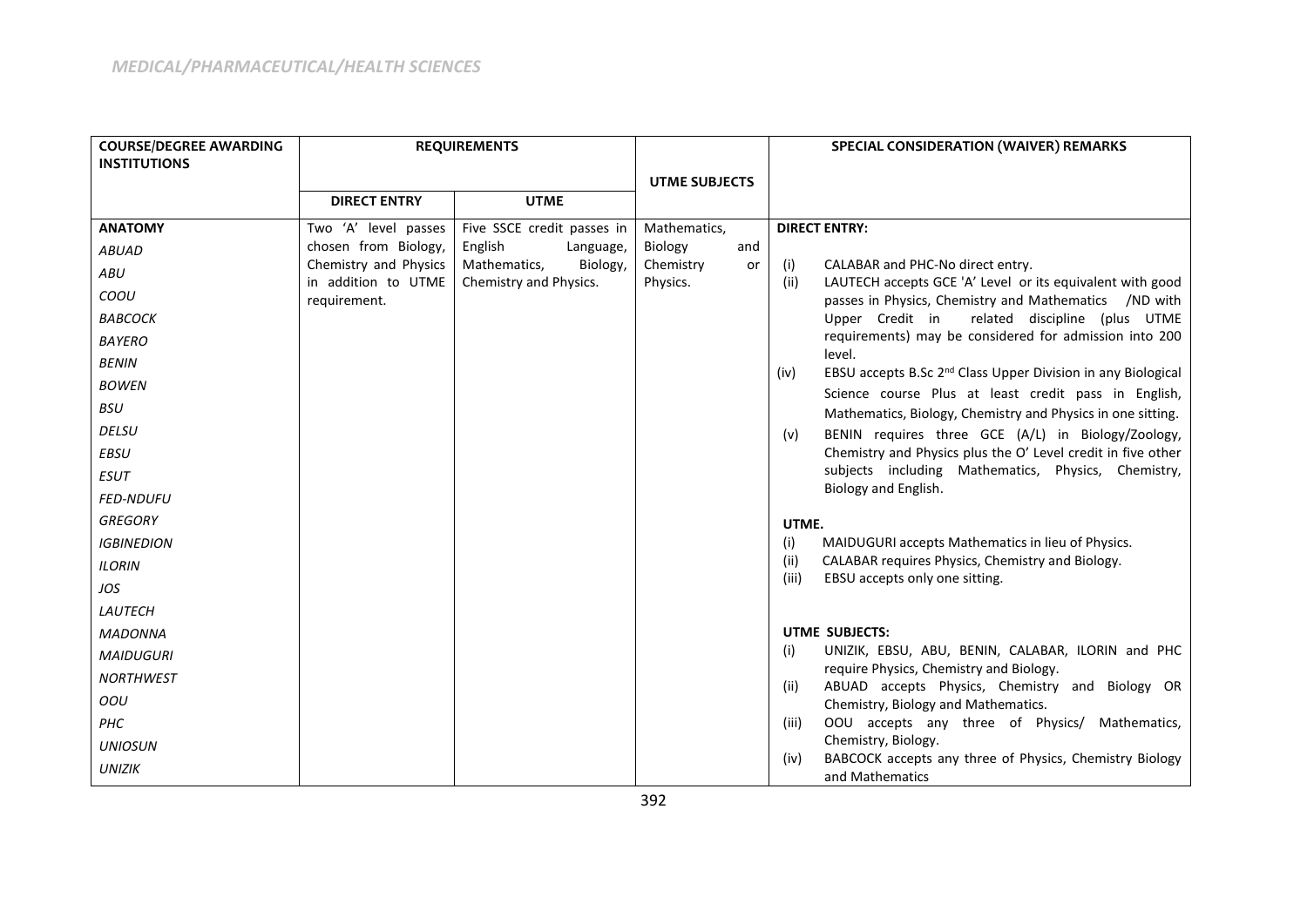# *MEDICAL/PHARMACEUTICAL/HEALTH SCIENCES*

| COURSE/DEGREE AWARDING INSTITUTIONS | REQUIREMENTS | | UTME SUBJECTS | SPECIAL CONSIDERATION (WAIVER) REMARKS |
|---|---|---|---|---|
| | DIRECT ENTRY | UTME | | |
| **ANATOMY**<br>*ABUAD*<br>*ABU*<br>*COOU*<br>*BABCOCK*<br>*BAYERO*<br>*BENIN*<br>*BOWEN*<br>*BSU*<br>*DELSU*<br>*EBSU*<br>*ESUT*<br>*FED-NDUFU*<br>*GREGORY*<br>*IGBINEDION*<br>*ILORIN*<br>*JOS*<br>*LAUTECH*<br>*MADONNA*<br>*MAIDUGURI*<br>*NORTHWEST*<br>*OOU*<br>*PHC*<br>*UNIOSUN*<br>*UNIZIK* | Two 'A' level passes chosen from Biology, Chemistry and Physics in addition to UTME requirement. | Five SSCE credit passes in English Language, Mathematics, Biology, Chemistry and Physics. | Mathematics, Biology and Chemistry or Physics. | **DIRECT ENTRY:**<br>(i) CALABAR and PHC-No direct entry.<br>(ii) LAUTECH accepts GCE 'A' Level or its equivalent with good passes in Physics, Chemistry and Mathematics /ND with Upper Credit in related discipline (plus UTME requirements) may be considered for admission into 200 level.<br>(iv) EBSU accepts B.Sc 2nd Class Upper Division in any Biological Science course Plus at least credit pass in English, Mathematics, Biology, Chemistry and Physics in one sitting.<br>(v) BENIN requires three GCE (A/L) in Biology/Zoology, Chemistry and Physics plus the O' Level credit in five other subjects including Mathematics, Physics, Chemistry, Biology and English.<br><br>**UTME.**<br>(i) MAIDUGURI accepts Mathematics in lieu of Physics.<br>(ii) CALABAR requires Physics, Chemistry and Biology.<br>(iii) EBSU accepts only one sitting.<br><br>**UTME SUBJECTS:**<br>(i) UNIZIK, EBSU, ABU, BENIN, CALABAR, ILORIN and PHC require Physics, Chemistry and Biology.<br>(ii) ABUAD accepts Physics, Chemistry and Biology OR Chemistry, Biology and Mathematics.<br>(iii) OOU accepts any three of Physics/ Mathematics, Chemistry, Biology.<br>(iv) BABCOCK accepts any three of Physics, Chemistry Biology and Mathematics |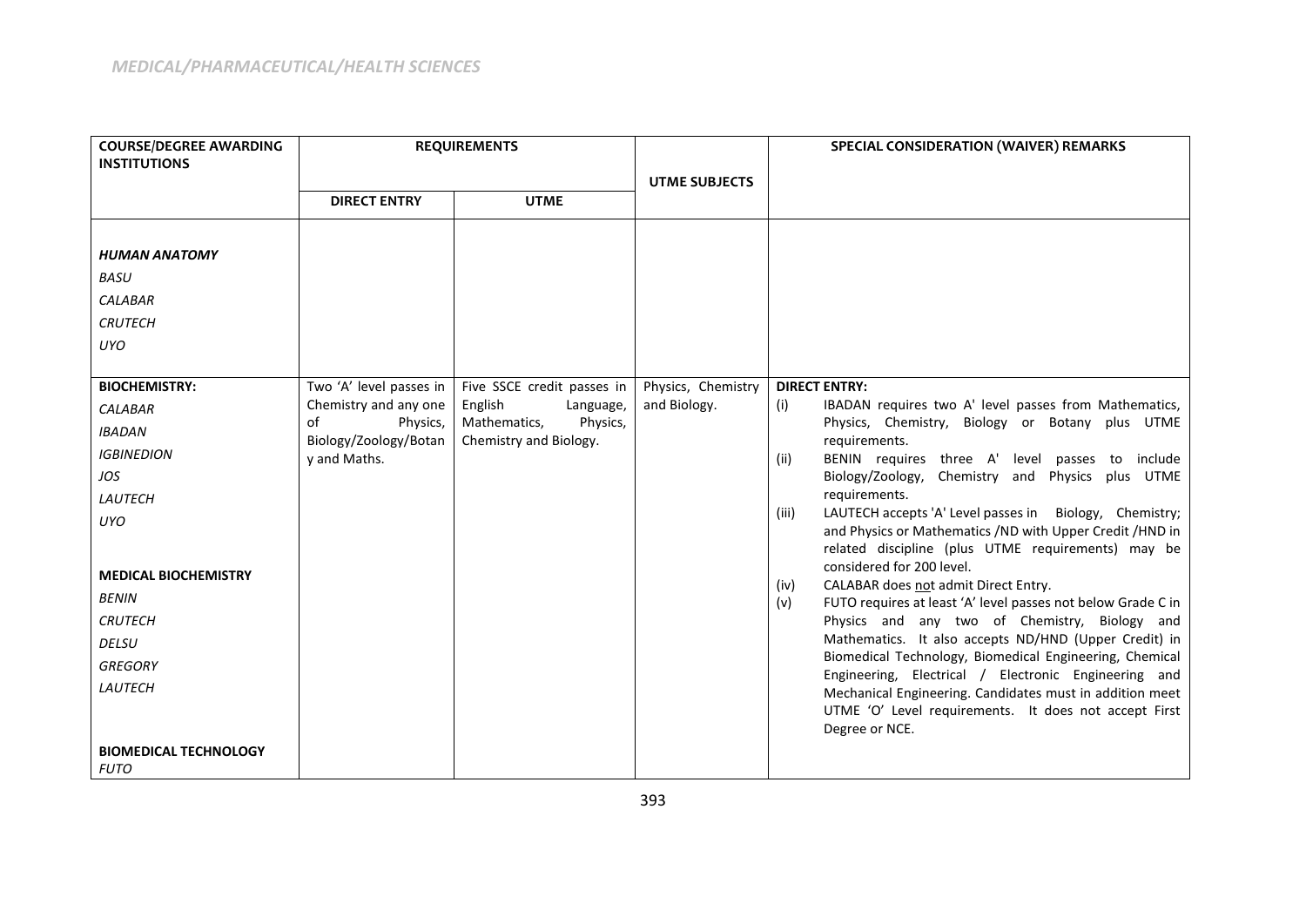*MEDICAL/PHARMACEUTICAL/HEALTH SCIENCES*

| COURSE/DEGREE AWARDING INSTITUTIONS | REQUIREMENTS | | UTME SUBJECTS | SPECIAL CONSIDERATION (WAIVER) REMARKS |
|---|---|---|---|---|
| | DIRECT ENTRY | UTME | | |
| ***HUMAN ANATOMY***<br>*BASU*<br>*CALABAR*<br>*CRUTECH*<br>*UYO* | | | | |
| **BIOCHEMISTRY:**<br>*CALABAR*<br>*IBADAN*<br>*IGBINEDION*<br>*JOS*<br>*LAUTECH*<br>*UYO*<br><br>**MEDICAL BIOCHEMISTRY**<br>*BENIN*<br>*CRUTECH*<br>*DELSU*<br>*GREGORY*<br>*LAUTECH*<br><br>**BIOMEDICAL TECHNOLOGY**<br>*FUTO* | Two 'A' level passes in Chemistry and any one of Physics, Biology/Zoology/Botany and Maths. | Five SSCE credit passes in English Language, Mathematics, Physics, Chemistry and Biology. | Physics, Chemistry and Biology. | **DIRECT ENTRY:**<br>(i) IBADAN requires two A' level passes from Mathematics, Physics, Chemistry, Biology or Botany plus UTME requirements.<br>(ii) BENIN requires three A' level passes to include Biology/Zoology, Chemistry and Physics plus UTME requirements.<br>(iii) LAUTECH accepts 'A' Level passes in Biology, Chemistry; and Physics or Mathematics /ND with Upper Credit /HND in related discipline (plus UTME requirements) may be considered for 200 level.<br>(iv) CALABAR does <u>not</u> admit Direct Entry.<br>(v) FUTO requires at least 'A' level passes not below Grade C in Physics and any two of Chemistry, Biology and Mathematics. It also accepts ND/HND (Upper Credit) in Biomedical Technology, Biomedical Engineering, Chemical Engineering, Electrical / Electronic Engineering and Mechanical Engineering. Candidates must in addition meet UTME 'O' Level requirements. It does not accept First Degree or NCE. |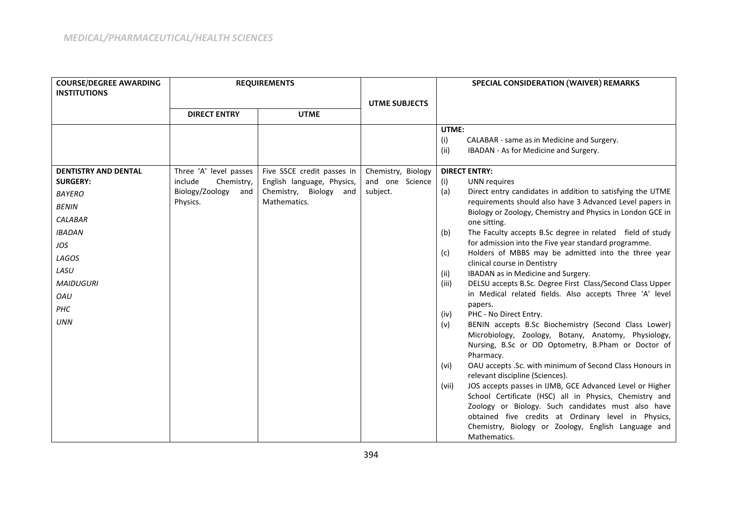*MEDICAL/PHARMACEUTICAL/HEALTH SCIENCES*

| COURSE/DEGREE AWARDING INSTITUTIONS | REQUIREMENTS | | UTME SUBJECTS | SPECIAL CONSIDERATION (WAIVER) REMARKS |
|---|---|---|---|---|
| | DIRECT ENTRY | UTME | | |
| | | | | **UTME:**<br>(i) CALABAR - same as in Medicine and Surgery.<br>(ii) IBADAN - As for Medicine and Surgery. |
| **DENTISTRY AND DENTAL SURGERY:**<br>*BAYERO*<br>*BENIN*<br>*CALABAR*<br>*IBADAN*<br>*JOS*<br>*LAGOS*<br>*LASU*<br>*MAIDUGURI*<br>*OAU*<br>*PHC*<br>*UNN* | Three 'A' level passes include Chemistry, Biology/Zoology and Physics. | Five SSCE credit passes in English language, Physics, Chemistry, Biology and Mathematics. | Chemistry, Biology and one Science subject. | **DIRECT ENTRY:**<br>(i) UNN requires<br>(a) Direct entry candidates in addition to satisfying the UTME requirements should also have 3 Advanced Level papers in Biology or Zoology, Chemistry and Physics in London GCE in one sitting.<br>(b) The Faculty accepts B.Sc degree in related field of study for admission into the Five year standard programme.<br>(c) Holders of MBBS may be admitted into the three year clinical course in Dentistry<br>(ii) IBADAN as in Medicine and Surgery.<br>(iii) DELSU accepts B.Sc. Degree First Class/Second Class Upper in Medical related fields. Also accepts Three 'A' level papers.<br>(iv) PHC - No Direct Entry.<br>(v) BENIN accepts B.Sc Biochemistry (Second Class Lower) Microbiology, Zoology, Botany, Anatomy, Physiology, Nursing, B.Sc or OD Optometry, B.Pham or Doctor of Pharmacy.<br>(vi) OAU accepts .Sc. with minimum of Second Class Honours in relevant discipline (Sciences).<br>(vii) JOS accepts passes in IJMB, GCE Advanced Level or Higher School Certificate (HSC) all in Physics, Chemistry and Zoology or Biology. Such candidates must also have obtained five credits at Ordinary level in Physics, Chemistry, Biology or Zoology, English Language and Mathematics. |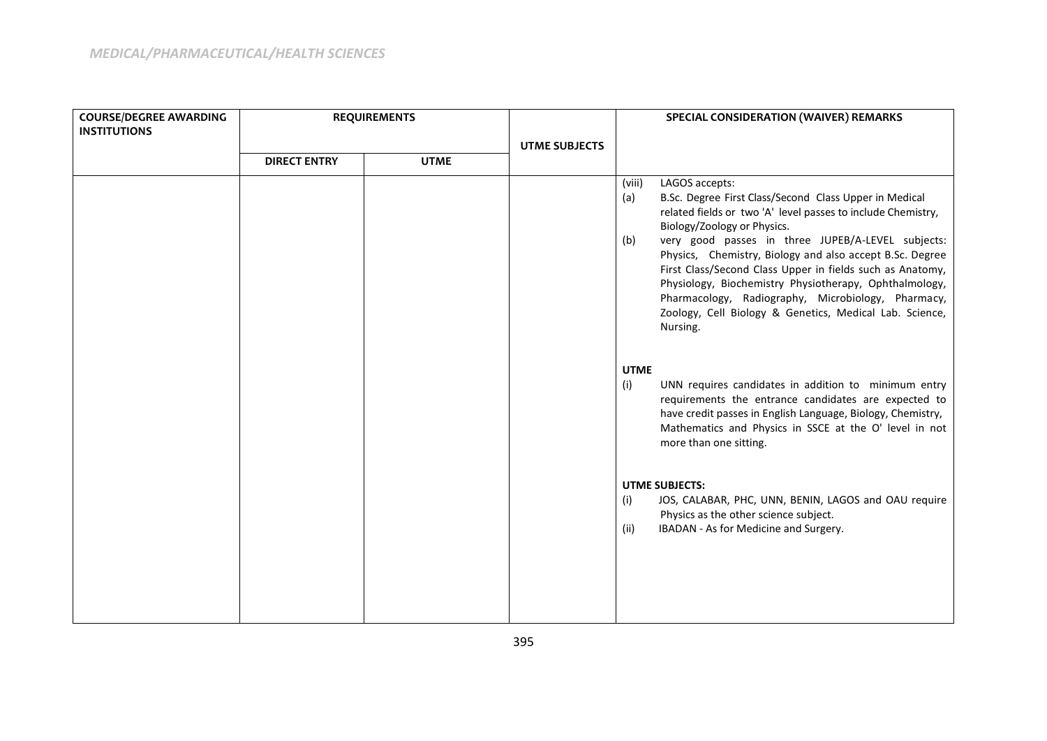*MEDICAL/PHARMACEUTICAL/HEALTH SCIENCES*

| COURSE/DEGREE AWARDING INSTITUTIONS | REQUIREMENTS | | UTME SUBJECTS | SPECIAL CONSIDERATION (WAIVER) REMARKS |
|---|---|---|---|---|
| | DIRECT ENTRY | UTME | | |
| | | | | (viii) LAGOS accepts:<br>(a) B.Sc. Degree First Class/Second Class Upper in Medical related fields or two 'A' level passes to include Chemistry, Biology/Zoology or Physics.<br>(b) very good passes in three JUPEB/A-LEVEL subjects: Physics, Chemistry, Biology and also accept B.Sc. Degree First Class/Second Class Upper in fields such as Anatomy, Physiology, Biochemistry Physiotherapy, Ophthalmology, Pharmacology, Radiography, Microbiology, Pharmacy, Zoology, Cell Biology & Genetics, Medical Lab. Science, Nursing.<br><br>**UTME**<br>(i) UNN requires candidates in addition to minimum entry requirements the entrance candidates are expected to have credit passes in English Language, Biology, Chemistry, Mathematics and Physics in SSCE at the O' level in not more than one sitting.<br><br>**UTME SUBJECTS:**<br>(i) JOS, CALABAR, PHC, UNN, BENIN, LAGOS and OAU require Physics as the other science subject.<br>(ii) IBADAN - As for Medicine and Surgery. |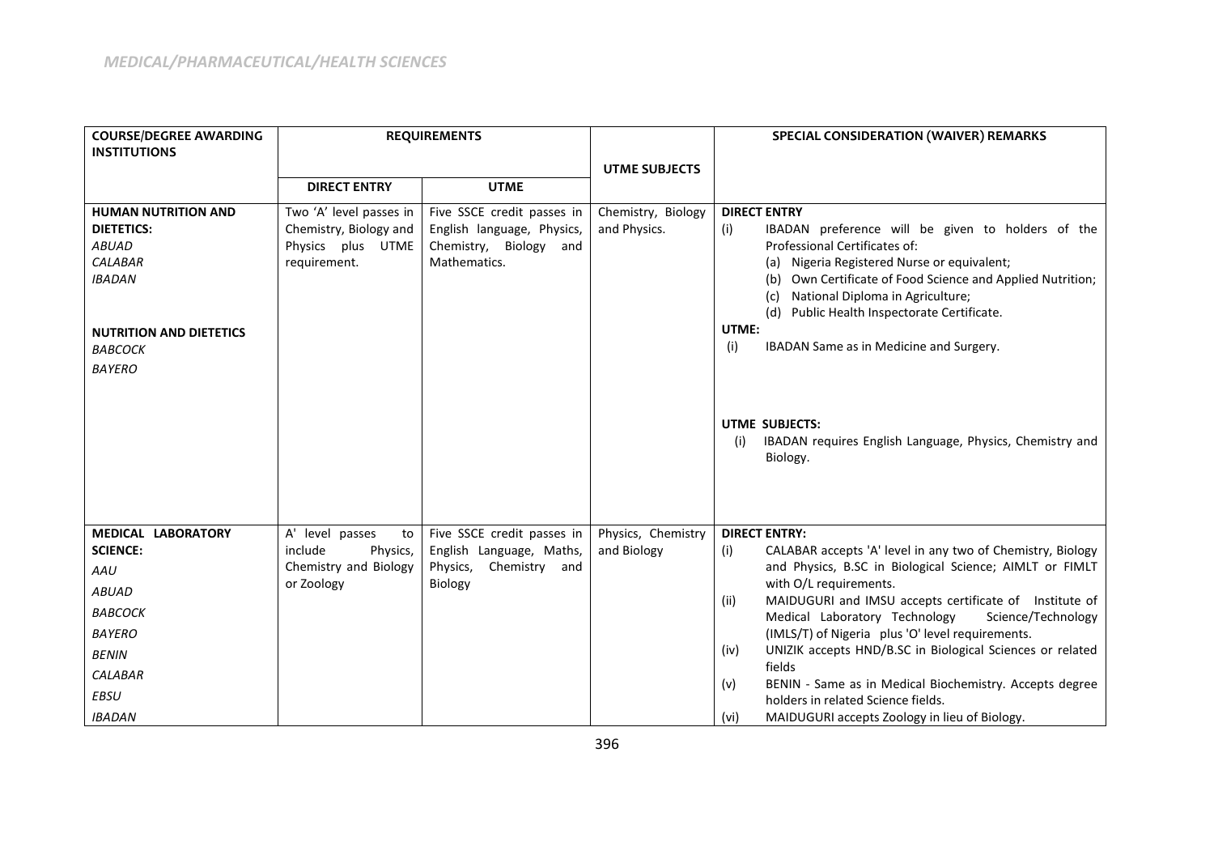*MEDICAL/PHARMACEUTICAL/HEALTH SCIENCES*

| COURSE/DEGREE AWARDING INSTITUTIONS | REQUIREMENTS | | UTME SUBJECTS | SPECIAL CONSIDERATION (WAIVER) REMARKS |
|---|---|---|---|---|
| | DIRECT ENTRY | UTME | | |
| **HUMAN NUTRITION AND DIETETICS:**<br>*ABUAD*<br>*CALABAR*<br>*IBADAN*<br><br>**NUTRITION AND DIETETICS**<br>*BABCOCK*<br>*BAYERO* | Two 'A' level passes in Chemistry, Biology and Physics plus UTME requirement. | Five SSCE credit passes in English language, Physics, Chemistry, Biology and Mathematics. | Chemistry, Biology and Physics. | **DIRECT ENTRY**<br>(i) IBADAN preference will be given to holders of the Professional Certificates of:<br>(a) Nigeria Registered Nurse or equivalent;<br>(b) Own Certificate of Food Science and Applied Nutrition;<br>(c) National Diploma in Agriculture;<br>(d) Public Health Inspectorate Certificate.<br>**UTME:**<br>(i) IBADAN Same as in Medicine and Surgery.<br><br>**UTME SUBJECTS:**<br>(i) IBADAN requires English Language, Physics, Chemistry and Biology. |
| **MEDICAL LABORATORY SCIENCE:**<br>*AAU*<br>*ABUAD*<br>*BABCOCK*<br>*BAYERO*<br>*BENIN*<br>*CALABAR*<br>*EBSU*<br>*IBADAN* | A' level passes to include Physics, Chemistry and Biology or Zoology | Five SSCE credit passes in English Language, Maths, Physics, Chemistry and Biology | Physics, Chemistry and Biology | **DIRECT ENTRY:**<br>(i) CALABAR accepts 'A' level in any two of Chemistry, Biology and Physics, B.SC in Biological Science; AIMLT or FIMLT with O/L requirements.<br>(ii) MAIDUGURI and IMSU accepts certificate of Institute of Medical Laboratory Technology Science/Technology (IMLS/T) of Nigeria plus 'O' level requirements.<br>(iv) UNIZIK accepts HND/B.SC in Biological Sciences or related fields<br>(v) BENIN - Same as in Medical Biochemistry. Accepts degree holders in related Science fields.<br>(vi) MAIDUGURI accepts Zoology in lieu of Biology. |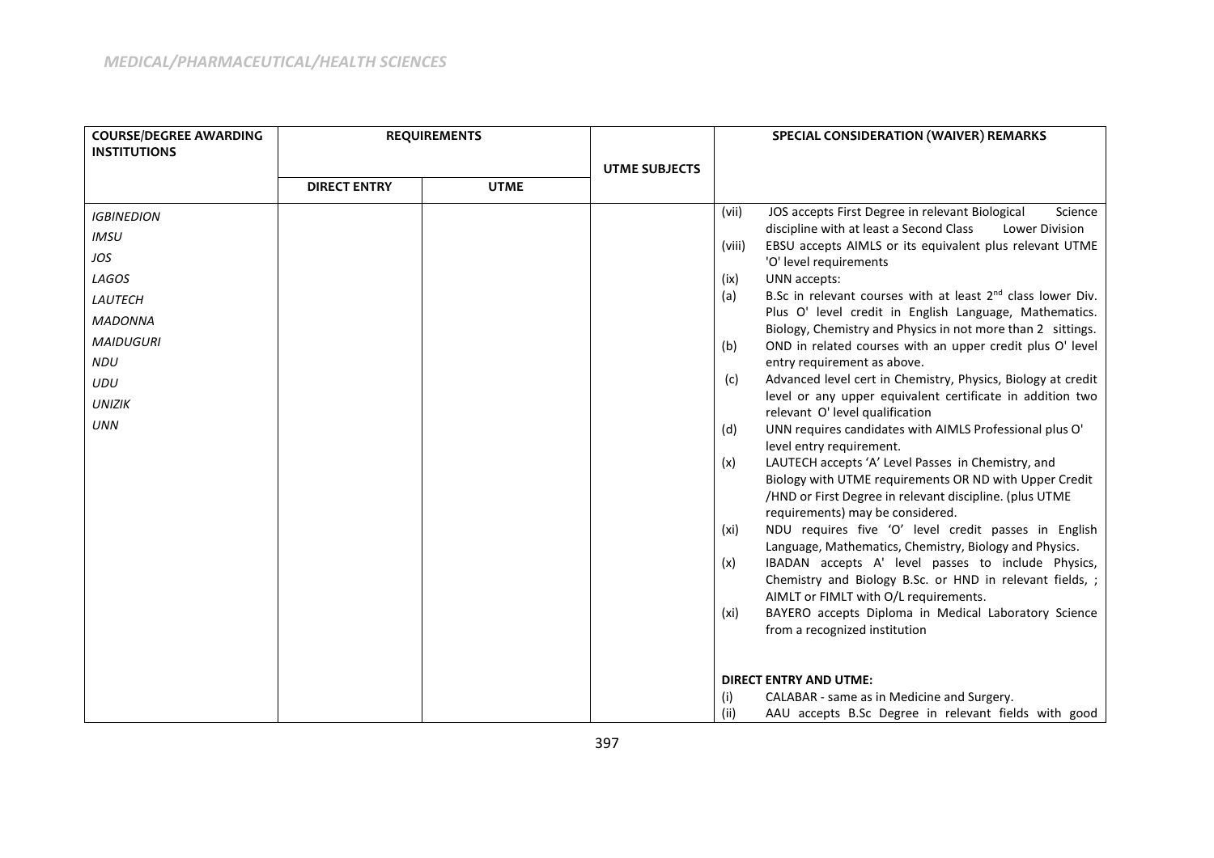*MEDICAL/PHARMACEUTICAL/HEALTH SCIENCES*

| COURSE/DEGREE AWARDING INSTITUTIONS | REQUIREMENTS | | UTME SUBJECTS | SPECIAL CONSIDERATION (WAIVER) REMARKS |
|---|---|---|---|---|
| | DIRECT ENTRY | UTME | | |
| *IGBINEDION*<br>*IMSU*<br>*JOS*<br>*LAGOS*<br>*LAUTECH*<br>*MADONNA*<br>*MAIDUGURI*<br>*NDU*<br>*UDU*<br>*UNIZIK*<br>*UNN* | | | | (vii) JOS accepts First Degree in relevant Biological Science discipline with at least a Second Class Lower Division<br>(viii) EBSU accepts AIMLS or its equivalent plus relevant UTME 'O' level requirements<br>(ix) UNN accepts:<br>(a) B.Sc in relevant courses with at least 2nd class lower Div. Plus O' level credit in English Language, Mathematics. Biology, Chemistry and Physics in not more than 2 sittings.<br>(b) OND in related courses with an upper credit plus O' level entry requirement as above.<br>(c) Advanced level cert in Chemistry, Physics, Biology at credit level or any upper equivalent certificate in addition two relevant O' level qualification<br>(d) UNN requires candidates with AIMLS Professional plus O' level entry requirement.<br>(x) LAUTECH accepts 'A' Level Passes in Chemistry, and Biology with UTME requirements OR ND with Upper Credit /HND or First Degree in relevant discipline. (plus UTME requirements) may be considered.<br>(xi) NDU requires five 'O' level credit passes in English Language, Mathematics, Chemistry, Biology and Physics.<br>(x) IBADAN accepts A' level passes to include Physics, Chemistry and Biology B.Sc. or HND in relevant fields, ; AIMLT or FIMLT with O/L requirements.<br>(xi) BAYERO accepts Diploma in Medical Laboratory Science from a recognized institution<br><br>**DIRECT ENTRY AND UTME:**<br>(i) CALABAR - same as in Medicine and Surgery.<br>(ii) AAU accepts B.Sc Degree in relevant fields with good |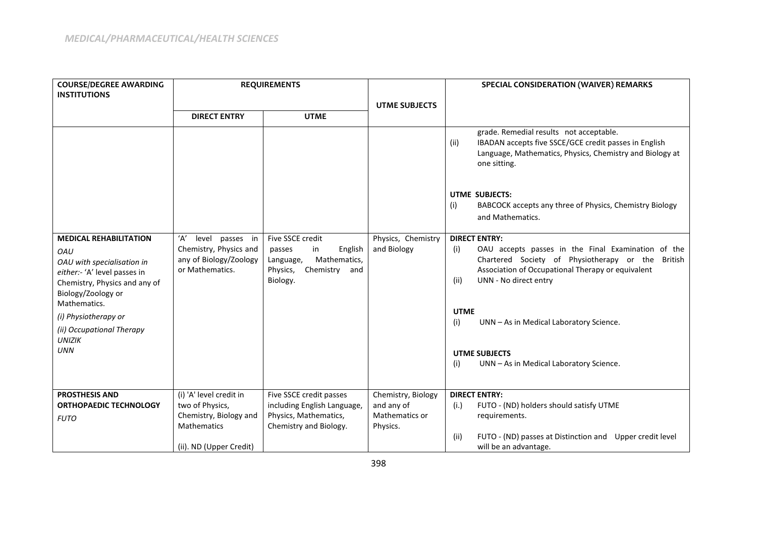*MEDICAL/PHARMACEUTICAL/HEALTH SCIENCES*

| COURSE/DEGREE AWARDING INSTITUTIONS | REQUIREMENTS | | UTME SUBJECTS | SPECIAL CONSIDERATION (WAIVER) REMARKS |
|---|---|---|---|---|
| | DIRECT ENTRY | UTME | | |
| | | | | grade. Remedial results not acceptable.<br>(ii) IBADAN accepts five SSCE/GCE credit passes in English Language, Mathematics, Physics, Chemistry and Biology at one sitting.<br><br>**UTME SUBJECTS:**<br>(i) BABCOCK accepts any three of Physics, Chemistry Biology and Mathematics. |
| **MEDICAL REHABILITATION**<br>*OAU*<br>*OAU with specialisation in either:- 'A' level passes in Chemistry, Physics and any of Biology/Zoology or Mathematics.*<br>*(i) Physiotherapy or*<br>*(ii) Occupational Therapy*<br>*UNIZIK*<br>*UNN* | 'A' level passes in Chemistry, Physics and any of Biology/Zoology or Mathematics. | Five SSCE credit passes in English Language, Mathematics, Physics, Chemistry and Biology. | Physics, Chemistry and Biology | **DIRECT ENTRY:**<br>(i) OAU accepts passes in the Final Examination of the Chartered Society of Physiotherapy or the British Association of Occupational Therapy or equivalent<br>(ii) UNN - No direct entry<br><br>**UTME**<br>(i) UNN – As in Medical Laboratory Science.<br><br>**UTME SUBJECTS**<br>(i) UNN – As in Medical Laboratory Science. |
| **PROSTHESIS AND ORTHOPAEDIC TECHNOLOGY**<br>*FUTO* | (i) 'A' level credit in two of Physics, Chemistry, Biology and Mathematics<br><br>(ii). ND (Upper Credit) | Five SSCE credit passes including English Language, Physics, Mathematics, Chemistry and Biology. | Chemistry, Biology and any of Mathematics or Physics. | **DIRECT ENTRY:**<br>(i.) FUTO - (ND) holders should satisfy UTME requirements.<br>(ii) FUTO - (ND) passes at Distinction and Upper credit level will be an advantage. |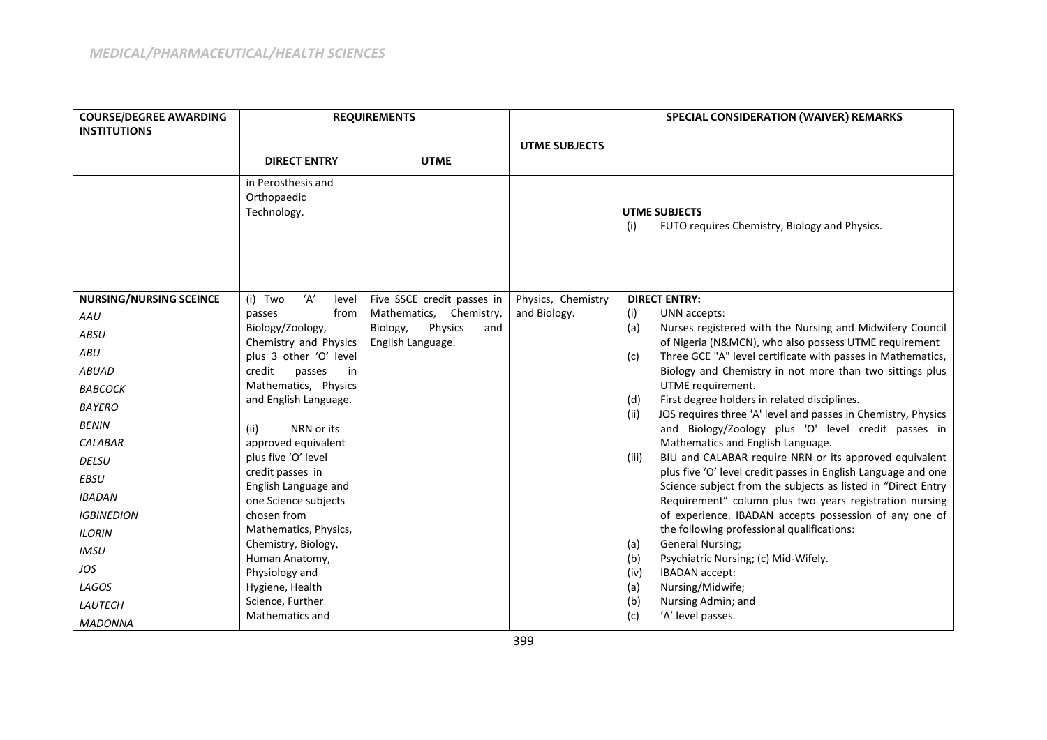*MEDICAL/PHARMACEUTICAL/HEALTH SCIENCES*

| COURSE/DEGREE AWARDING INSTITUTIONS | REQUIREMENTS | | UTME SUBJECTS | SPECIAL CONSIDERATION (WAIVER) REMARKS |
|---|---|---|---|---|
| | DIRECT ENTRY | UTME | | |
| | in Perosthesis and Orthopaedic Technology. | | | **UTME SUBJECTS**<br>(i) FUTO requires Chemistry, Biology and Physics. |
| **NURSING/NURSING SCEINCE**<br>*AAU*<br>*ABSU*<br>*ABU*<br>*ABUAD*<br>*BABCOCK*<br>*BAYERO*<br>*BENIN*<br>*CALABAR*<br>*DELSU*<br>*EBSU*<br>*IBADAN*<br>*IGBINEDION*<br>*ILORIN*<br>*IMSU*<br>*JOS*<br>*LAGOS*<br>*LAUTECH*<br>*MADONNA* | (i) Two 'A' level passes from Biology/Zoology, Chemistry and Physics plus 3 other 'O' level credit passes in Mathematics, Physics and English Language.<br><br>(ii) NRN or its approved equivalent plus five 'O' level credit passes in English Language and one Science subjects chosen from Mathematics, Physics, Chemistry, Biology, Human Anatomy, Physiology and Hygiene, Health Science, Further Mathematics and | Five SSCE credit passes in Mathematics, Chemistry, Biology, Physics and English Language. | Physics, Chemistry and Biology. | **DIRECT ENTRY:**<br>(i) UNN accepts:<br>(a) Nurses registered with the Nursing and Midwifery Council of Nigeria (N&MCN), who also possess UTME requirement<br>(c) Three GCE "A" level certificate with passes in Mathematics, Biology and Chemistry in not more than two sittings plus UTME requirement.<br>(d) First degree holders in related disciplines.<br>(ii) JOS requires three 'A' level and passes in Chemistry, Physics and Biology/Zoology plus 'O' level credit passes in Mathematics and English Language.<br>(iii) BIU and CALABAR require NRN or its approved equivalent plus five 'O' level credit passes in English Language and one Science subject from the subjects as listed in "Direct Entry Requirement" column plus two years registration nursing of experience. IBADAN accepts possession of any one of the following professional qualifications:<br>(a) General Nursing;<br>(b) Psychiatric Nursing; (c) Mid-Wifely.<br>(iv) IBADAN accept:<br>(a) Nursing/Midwife;<br>(b) Nursing Admin; and<br>(c) 'A' level passes. |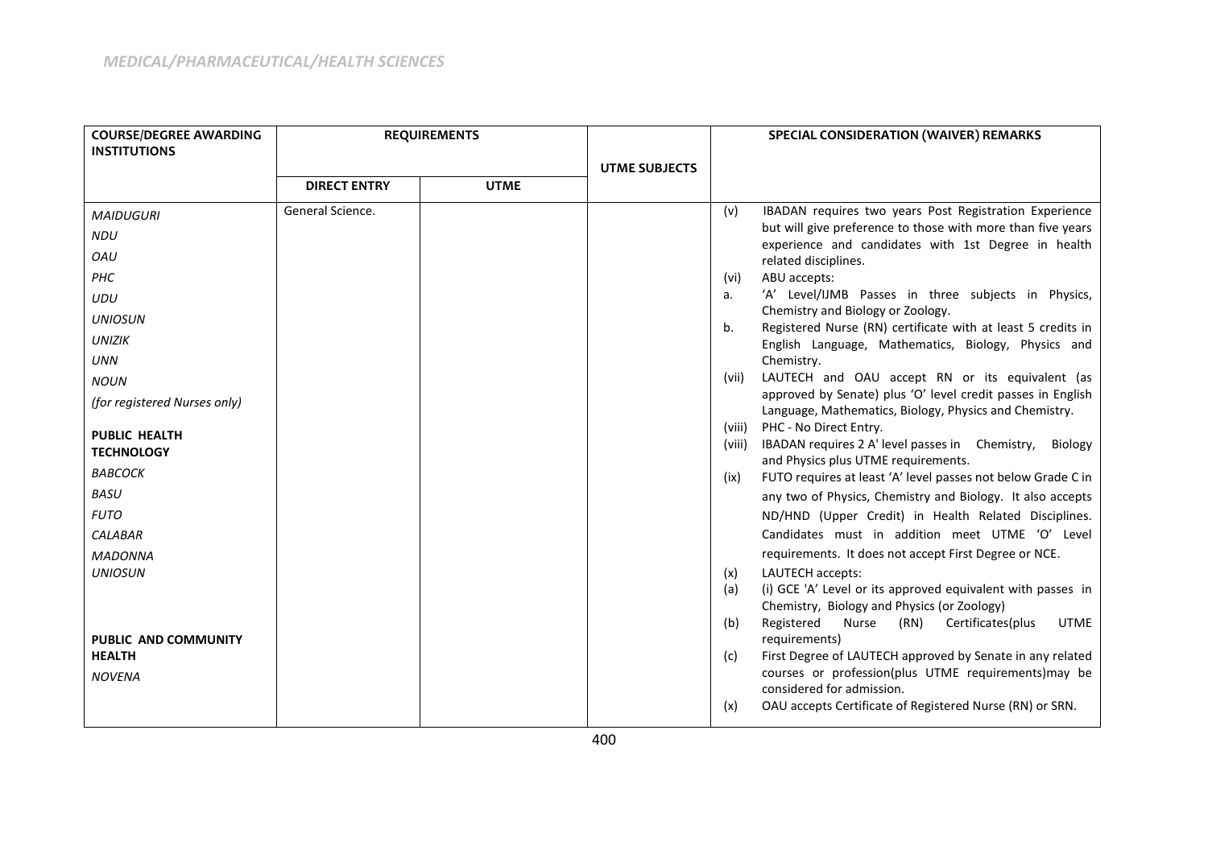*MEDICAL/PHARMACEUTICAL/HEALTH SCIENCES*

| COURSE/DEGREE AWARDING INSTITUTIONS | REQUIREMENTS | | UTME SUBJECTS | SPECIAL CONSIDERATION (WAIVER) REMARKS |
|---|---|---|---|---|
| | DIRECT ENTRY | UTME | | |
| *MAIDUGURI*<br>*NDU*<br>*OAU*<br>*PHC*<br>*UDU*<br>*UNIOSUN*<br>*UNIZIK*<br>*UNN*<br>*NOUN*<br>*(for registered Nurses only)*<br><br>**PUBLIC HEALTH TECHNOLOGY**<br>*BABCOCK*<br>*BASU*<br>*FUTO*<br>*CALABAR*<br>*MADONNA*<br>*UNIOSUN*<br><br>**PUBLIC AND COMMUNITY HEALTH**<br>*NOVENA* | General Science. | | | (v) IBADAN requires two years Post Registration Experience but will give preference to those with more than five years experience and candidates with 1st Degree in health related disciplines.<br>(vi) ABU accepts:<br>a. 'A' Level/IJMB Passes in three subjects in Physics, Chemistry and Biology or Zoology.<br>b. Registered Nurse (RN) certificate with at least 5 credits in English Language, Mathematics, Biology, Physics and Chemistry.<br>(vii) LAUTECH and OAU accept RN or its equivalent (as approved by Senate) plus 'O' level credit passes in English Language, Mathematics, Biology, Physics and Chemistry.<br>(viii) PHC - No Direct Entry.<br>(viii) IBADAN requires 2 A' level passes in Chemistry, Biology and Physics plus UTME requirements.<br>(ix) FUTO requires at least 'A' level passes not below Grade C in any two of Physics, Chemistry and Biology. It also accepts ND/HND (Upper Credit) in Health Related Disciplines. Candidates must in addition meet UTME 'O' Level requirements. It does not accept First Degree or NCE.<br>(x) LAUTECH accepts:<br>(a) (i) GCE 'A' Level or its approved equivalent with passes in Chemistry, Biology and Physics (or Zoology)<br>(b) Registered Nurse (RN) Certificates(plus UTME requirements)<br>(c) First Degree of LAUTECH approved by Senate in any related courses or profession(plus UTME requirements)may be considered for admission.<br>(x) OAU accepts Certificate of Registered Nurse (RN) or SRN. |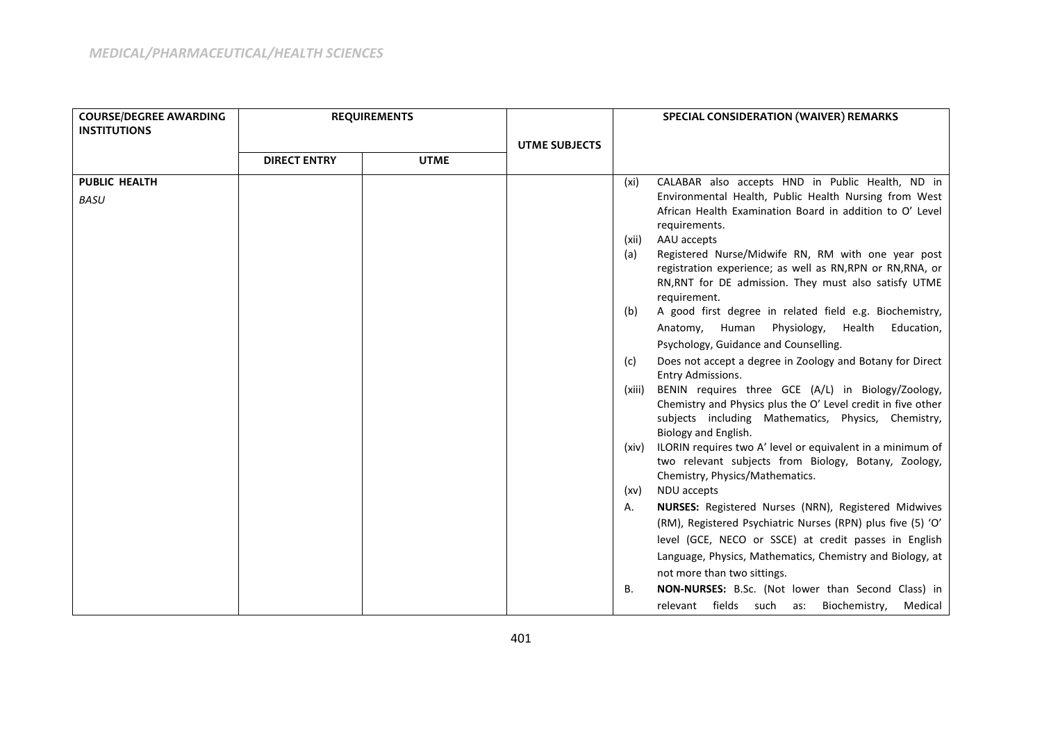*MEDICAL/PHARMACEUTICAL/HEALTH SCIENCES*

| COURSE/DEGREE AWARDING INSTITUTIONS | REQUIREMENTS | | UTME SUBJECTS | SPECIAL CONSIDERATION (WAIVER) REMARKS |
|---|---|---|---|---|
| | DIRECT ENTRY | UTME | | |
| **PUBLIC HEALTH**<br>*BASU* | | | | (xi) CALABAR also accepts HND in Public Health, ND in Environmental Health, Public Health Nursing from West African Health Examination Board in addition to O' Level requirements.<br>(xii) AAU accepts<br>(a) Registered Nurse/Midwife RN, RM with one year post registration experience; as well as RN,RPN or RN,RNA, or RN,RNT for DE admission. They must also satisfy UTME requirement.<br>(b) A good first degree in related field e.g. Biochemistry, Anatomy, Human Physiology, Health Education, Psychology, Guidance and Counselling.<br>(c) Does not accept a degree in Zoology and Botany for Direct Entry Admissions.<br>(xiii) BENIN requires three GCE (A/L) in Biology/Zoology, Chemistry and Physics plus the O' Level credit in five other subjects including Mathematics, Physics, Chemistry, Biology and English.<br>(xiv) ILORIN requires two A' level or equivalent in a minimum of two relevant subjects from Biology, Botany, Zoology, Chemistry, Physics/Mathematics.<br>(xv) NDU accepts<br>A. **NURSES:** Registered Nurses (NRN), Registered Midwives (RM), Registered Psychiatric Nurses (RPN) plus five (5) 'O' level (GCE, NECO or SSCE) at credit passes in English Language, Physics, Mathematics, Chemistry and Biology, at not more than two sittings.<br>B. **NON-NURSES:** B.Sc. (Not lower than Second Class) in relevant fields such as: Biochemistry, Medical |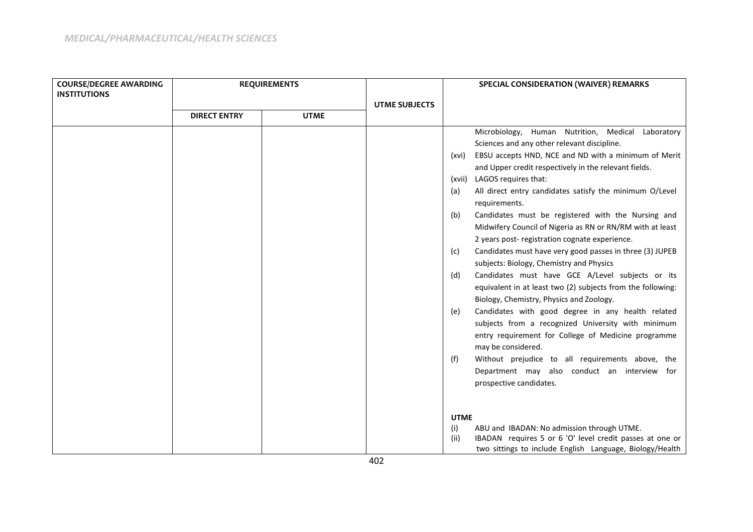*MEDICAL/PHARMACEUTICAL/HEALTH SCIENCES*

| COURSE/DEGREE AWARDING INSTITUTIONS | REQUIREMENTS | | UTME SUBJECTS | SPECIAL CONSIDERATION (WAIVER) REMARKS |
|---|---|---|---|---|
| | DIRECT ENTRY | UTME | | |
| | | | | Microbiology, Human Nutrition, Medical Laboratory Sciences and any other relevant discipline.<br>(xvi) EBSU accepts HND, NCE and ND with a minimum of Merit and Upper credit respectively in the relevant fields.<br>(xvii) LAGOS requires that:<br>(a) All direct entry candidates satisfy the minimum O/Level requirements.<br>(b) Candidates must be registered with the Nursing and Midwifery Council of Nigeria as RN or RN/RM with at least 2 years post- registration cognate experience.<br>(c) Candidates must have very good passes in three (3) JUPEB subjects: Biology, Chemistry and Physics<br>(d) Candidates must have GCE A/Level subjects or its equivalent in at least two (2) subjects from the following: Biology, Chemistry, Physics and Zoology.<br>(e) Candidates with good degree in any health related subjects from a recognized University with minimum entry requirement for College of Medicine programme may be considered.<br>(f) Without prejudice to all requirements above, the Department may also conduct an interview for prospective candidates.<br><br>**UTME**<br>(i) ABU and IBADAN: No admission through UTME.<br>(ii) IBADAN requires 5 or 6 'O' level credit passes at one or two sittings to include English Language, Biology/Health |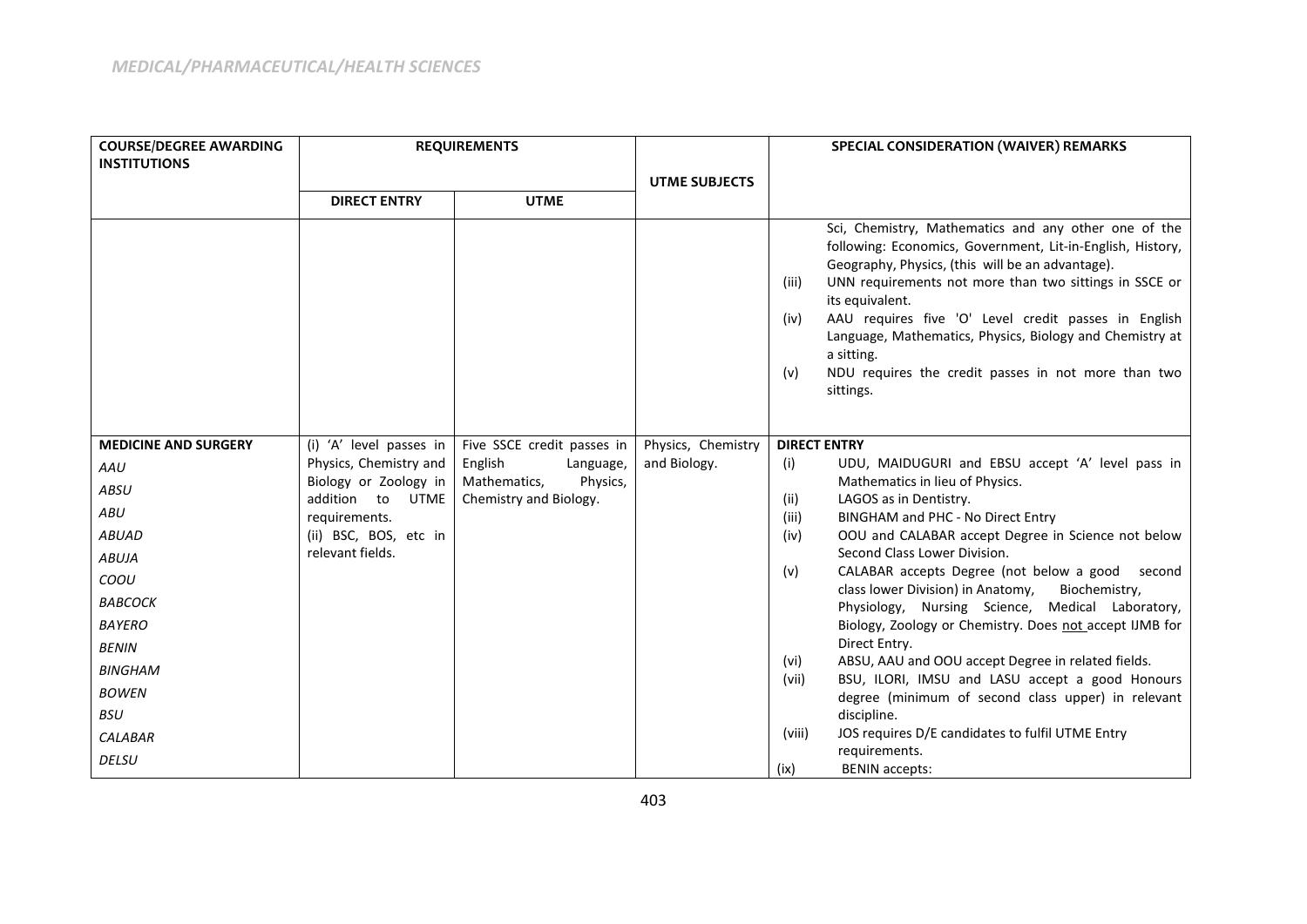*MEDICAL/PHARMACEUTICAL/HEALTH SCIENCES*

| COURSE/DEGREE AWARDING INSTITUTIONS | REQUIREMENTS | | UTME SUBJECTS | SPECIAL CONSIDERATION (WAIVER) REMARKS |
|---|---|---|---|---|
| | DIRECT ENTRY | UTME | | |
| | | | | Sci, Chemistry, Mathematics and any other one of the following: Economics, Government, Lit-in-English, History, Geography, Physics, (this will be an advantage).<br>(iii) UNN requirements not more than two sittings in SSCE or its equivalent.<br>(iv) AAU requires five 'O' Level credit passes in English Language, Mathematics, Physics, Biology and Chemistry at a sitting.<br>(v) NDU requires the credit passes in not more than two sittings. |
| **MEDICINE AND SURGERY**<br>*AAU*<br>*ABSU*<br>*ABU*<br>*ABUAD*<br>*ABUJA*<br>*COOU*<br>*BABCOCK*<br>*BAYERO*<br>*BENIN*<br>*BINGHAM*<br>*BOWEN*<br>*BSU*<br>*CALABAR*<br>*DELSU* | (i) 'A' level passes in Physics, Chemistry and Biology or Zoology in addition to UTME requirements.<br>(ii) BSC, BOS, etc in relevant fields. | Five SSCE credit passes in English Language, Mathematics, Physics, Chemistry and Biology. | Physics, Chemistry and Biology. | **DIRECT ENTRY**<br>(i) UDU, MAIDUGURI and EBSU accept 'A' level pass in Mathematics in lieu of Physics.<br>(ii) LAGOS as in Dentistry.<br>(iii) BINGHAM and PHC - No Direct Entry<br>(iv) OOU and CALABAR accept Degree in Science not below Second Class Lower Division.<br>(v) CALABAR accepts Degree (not below a good second class lower Division) in Anatomy, Biochemistry, Physiology, Nursing Science, Medical Laboratory, Biology, Zoology or Chemistry. Does not accept IJMB for Direct Entry.<br>(vi) ABSU, AAU and OOU accept Degree in related fields.<br>(vii) BSU, ILORI, IMSU and LASU accept a good Honours degree (minimum of second class upper) in relevant discipline.<br>(viii) JOS requires D/E candidates to fulfil UTME Entry requirements.<br>(ix) BENIN accepts: |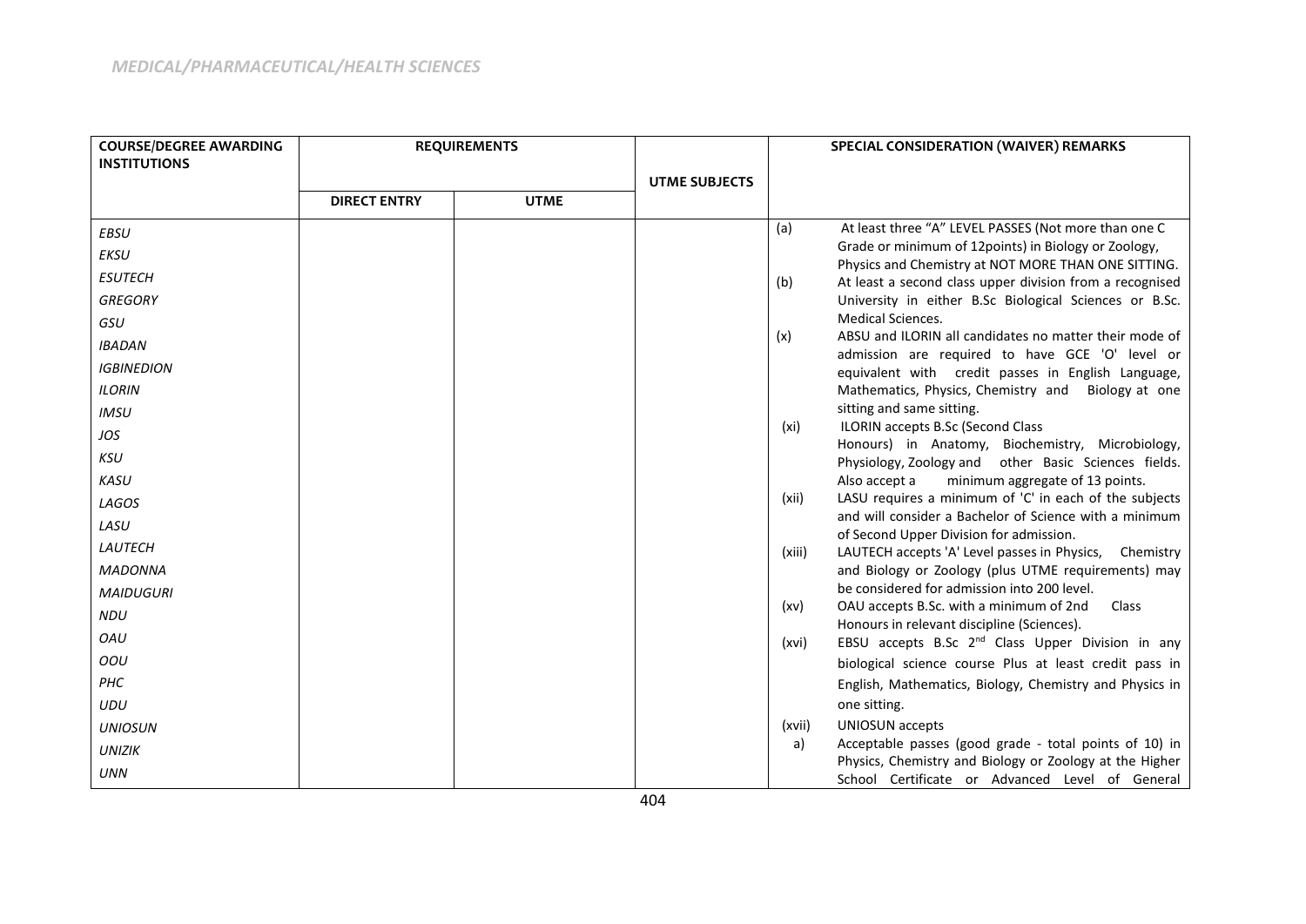## MEDICAL/PHARMACEUTICAL/HEALTH SCIENCES

| COURSE/DEGREE AWARDING INSTITUTIONS | REQUIREMENTS | | UTME SUBJECTS | SPECIAL CONSIDERATION (WAIVER) REMARKS |
|---|---|---|---|---|
| | DIRECT ENTRY | UTME | | |
| *EBSU*<br>*EKSU*<br>*ESUTECH*<br>*GREGORY*<br>*GSU*<br>*IBADAN*<br>*IGBINEDION*<br>*ILORIN*<br>*IMSU*<br>*JOS*<br>*KSU*<br>*KASU*<br>*LAGOS*<br>*LASU*<br>*LAUTECH*<br>*MADONNA*<br>*MAIDUGURI*<br>*NDU*<br>*OAU*<br>*OOU*<br>*PHC*<br>*UDU*<br>*UNIOSUN*<br>*UNIZIK*<br>*UNN* | | | | (a) At least three "A" LEVEL PASSES (Not more than one C Grade or minimum of 12points) in Biology or Zoology, Physics and Chemistry at NOT MORE THAN ONE SITTING.<br>(b) At least a second class upper division from a recognised University in either B.Sc Biological Sciences or B.Sc. Medical Sciences.<br>(x) ABSU and ILORIN all candidates no matter their mode of admission are required to have GCE 'O' level or equivalent with credit passes in English Language, Mathematics, Physics, Chemistry and Biology at one sitting and same sitting.<br>(xi) ILORIN accepts B.Sc (Second Class Honours) in Anatomy, Biochemistry, Microbiology, Physiology, Zoology and other Basic Sciences fields. Also accept a minimum aggregate of 13 points.<br>(xii) LASU requires a minimum of 'C' in each of the subjects and will consider a Bachelor of Science with a minimum of Second Upper Division for admission.<br>(xiii) LAUTECH accepts 'A' Level passes in Physics, Chemistry and Biology or Zoology (plus UTME requirements) may be considered for admission into 200 level.<br>(xv) OAU accepts B.Sc. with a minimum of 2nd Class Honours in relevant discipline (Sciences).<br>(xvi) EBSU accepts B.Sc 2nd Class Upper Division in any biological science course Plus at least credit pass in English, Mathematics, Biology, Chemistry and Physics in one sitting.<br>(xvii) UNIOSUN accepts<br>a) Acceptable passes (good grade - total points of 10) in Physics, Chemistry and Biology or Zoology at the Higher School Certificate or Advanced Level of General |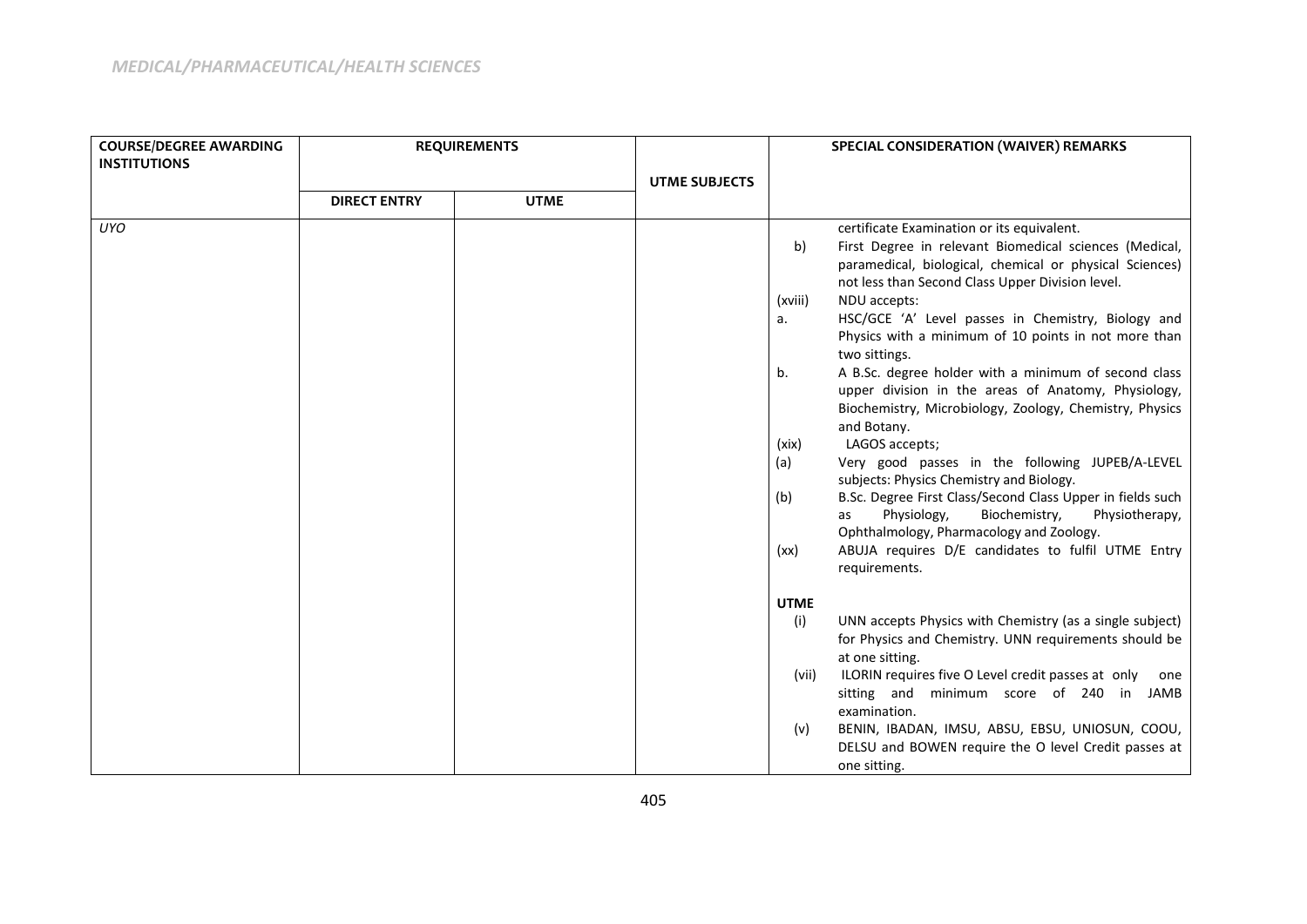*MEDICAL/PHARMACEUTICAL/HEALTH SCIENCES*

| COURSE/DEGREE AWARDING INSTITUTIONS | REQUIREMENTS | | UTME SUBJECTS | SPECIAL CONSIDERATION (WAIVER) REMARKS |
|---|---|---|---|---|
| | DIRECT ENTRY | UTME | | |
| *UYO* | | | | certificate Examination or its equivalent.<br>b) First Degree in relevant Biomedical sciences (Medical, paramedical, biological, chemical or physical Sciences) not less than Second Class Upper Division level.<br>(xviii) NDU accepts:<br>a. HSC/GCE 'A' Level passes in Chemistry, Biology and Physics with a minimum of 10 points in not more than two sittings.<br>b. A B.Sc. degree holder with a minimum of second class upper division in the areas of Anatomy, Physiology, Biochemistry, Microbiology, Zoology, Chemistry, Physics and Botany.<br>(xix) LAGOS accepts;<br>(a) Very good passes in the following JUPEB/A-LEVEL subjects: Physics Chemistry and Biology.<br>(b) B.Sc. Degree First Class/Second Class Upper in fields such as Physiology, Biochemistry, Physiotherapy, Ophthalmology, Pharmacology and Zoology.<br>(xx) ABUJA requires D/E candidates to fulfil UTME Entry requirements.<br><br>**UTME**<br>(i) UNN accepts Physics with Chemistry (as a single subject) for Physics and Chemistry. UNN requirements should be at one sitting.<br>(vii) ILORIN requires five O Level credit passes at only one sitting and minimum score of 240 in JAMB examination.<br>(v) BENIN, IBADAN, IMSU, ABSU, EBSU, UNIOSUN, COOU, DELSU and BOWEN require the O level Credit passes at one sitting. |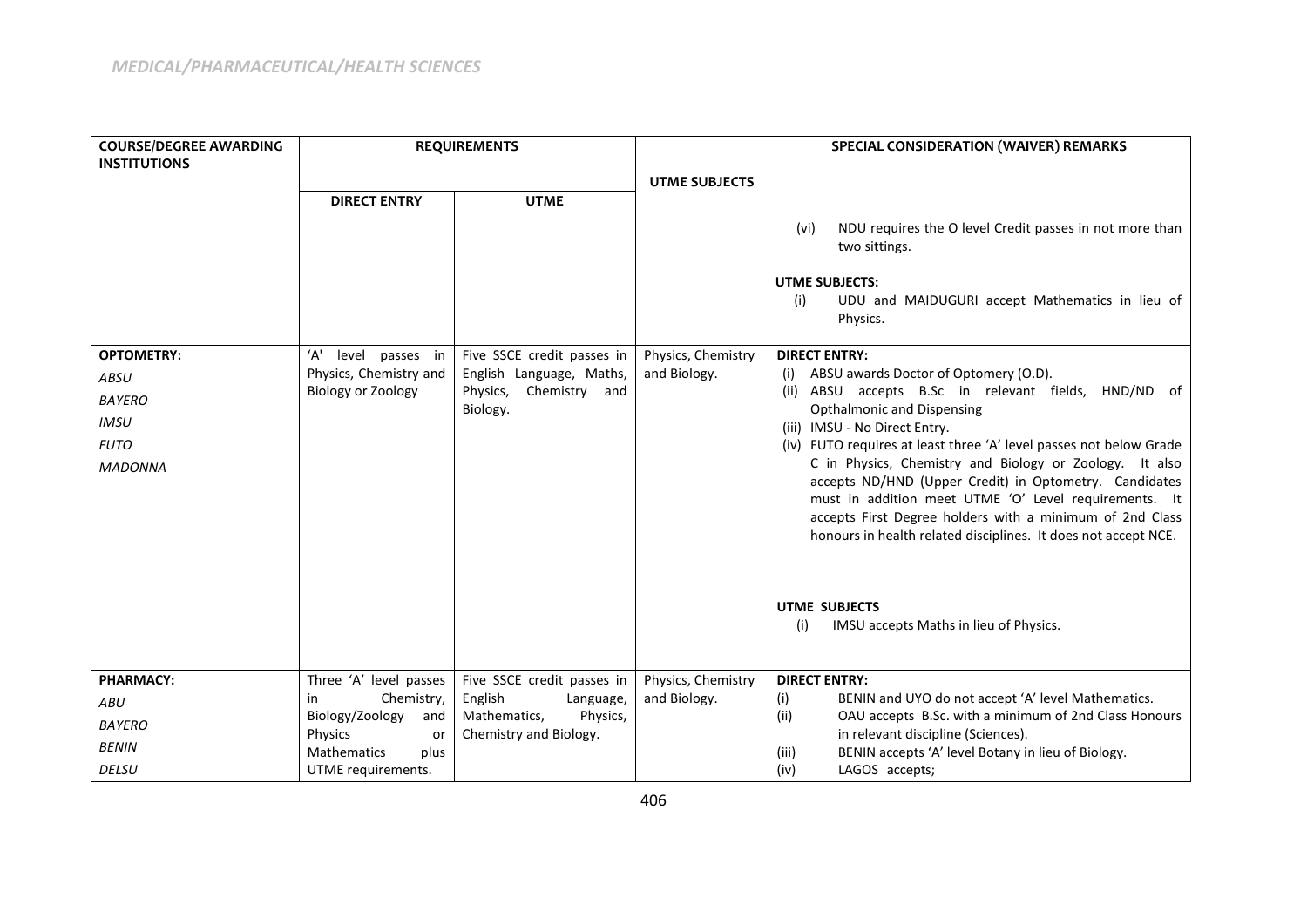*MEDICAL/PHARMACEUTICAL/HEALTH SCIENCES*

| COURSE/DEGREE AWARDING INSTITUTIONS | REQUIREMENTS | | UTME SUBJECTS | SPECIAL CONSIDERATION (WAIVER) REMARKS |
|---|---|---|---|---|
| | DIRECT ENTRY | UTME | | |
| | | | | (vi) NDU requires the O level Credit passes in not more than two sittings.<br><br>**UTME SUBJECTS:**<br>(i) UDU and MAIDUGURI accept Mathematics in lieu of Physics. |
| **OPTOMETRY:**<br>*ABSU*<br>*BAYERO*<br>*IMSU*<br>*FUTO*<br>*MADONNA* | 'A' level passes in Physics, Chemistry and Biology or Zoology | Five SSCE credit passes in English Language, Maths, Physics, Chemistry and Biology. | Physics, Chemistry and Biology. | **DIRECT ENTRY:**<br>(i) ABSU awards Doctor of Optomery (O.D).<br>(ii) ABSU accepts B.Sc in relevant fields, HND/ND of Opthalmonic and Dispensing<br>(iii) IMSU - No Direct Entry.<br>(iv) FUTO requires at least three 'A' level passes not below Grade C in Physics, Chemistry and Biology or Zoology. It also accepts ND/HND (Upper Credit) in Optometry. Candidates must in addition meet UTME 'O' Level requirements. It accepts First Degree holders with a minimum of 2nd Class honours in health related disciplines. It does not accept NCE.<br><br>**UTME SUBJECTS**<br>(i) IMSU accepts Maths in lieu of Physics. |
| **PHARMACY:**<br>*ABU*<br>*BAYERO*<br>*BENIN*<br>*DELSU* | Three 'A' level passes in Chemistry, Biology/Zoology and Physics or Mathematics plus UTME requirements. | Five SSCE credit passes in English Language, Mathematics, Physics, Chemistry and Biology. | Physics, Chemistry and Biology. | **DIRECT ENTRY:**<br>(i) BENIN and UYO do not accept 'A' level Mathematics.<br>(ii) OAU accepts B.Sc. with a minimum of 2nd Class Honours in relevant discipline (Sciences).<br>(iii) BENIN accepts 'A' level Botany in lieu of Biology.<br>(iv) LAGOS accepts; |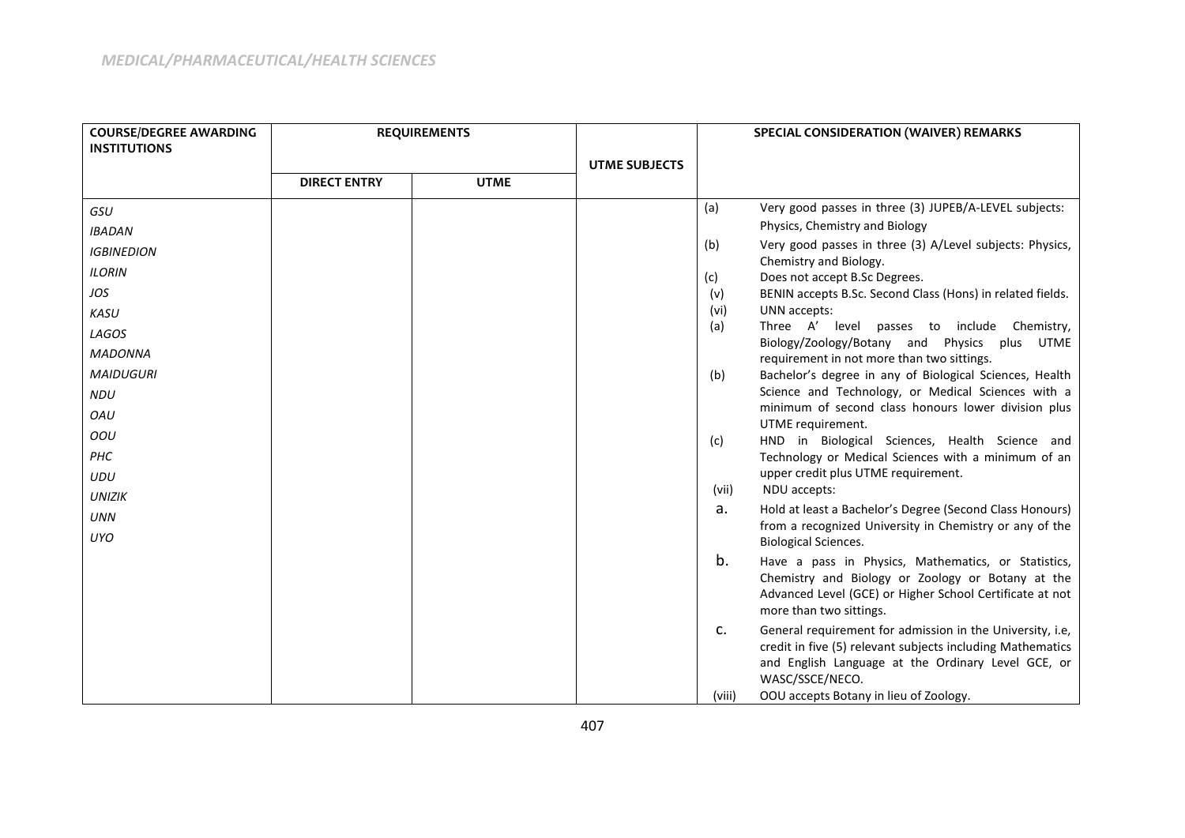*MEDICAL/PHARMACEUTICAL/HEALTH SCIENCES*

| COURSE/DEGREE AWARDING INSTITUTIONS | REQUIREMENTS | | UTME SUBJECTS | SPECIAL CONSIDERATION (WAIVER) REMARKS |
|---|---|---|---|---|
| | DIRECT ENTRY | UTME | | |
| *GSU*<br>*IBADAN*<br>*IGBINEDION*<br>*ILORIN*<br>*JOS*<br>*KASU*<br>*LAGOS*<br>*MADONNA*<br>*MAIDUGURI*<br>*NDU*<br>*OAU*<br>*OOU*<br>*PHC*<br>*UDU*<br>*UNIZIK*<br>*UNN*<br>*UYO* | | | | (a) Very good passes in three (3) JUPEB/A-LEVEL subjects: Physics, Chemistry and Biology<br>(b) Very good passes in three (3) A/Level subjects: Physics, Chemistry and Biology.<br>(c) Does not accept B.Sc Degrees.<br>(v) BENIN accepts B.Sc. Second Class (Hons) in related fields.<br>(vi) UNN accepts:<br>(a) Three A' level passes to include Chemistry, Biology/Zoology/Botany and Physics plus UTME requirement in not more than two sittings.<br>(b) Bachelor's degree in any of Biological Sciences, Health Science and Technology, or Medical Sciences with a minimum of second class honours lower division plus UTME requirement.<br>(c) HND in Biological Sciences, Health Science and Technology or Medical Sciences with a minimum of an upper credit plus UTME requirement.<br>(vii) NDU accepts:<br>a. Hold at least a Bachelor's Degree (Second Class Honours) from a recognized University in Chemistry or any of the Biological Sciences.<br>b. Have a pass in Physics, Mathematics, or Statistics, Chemistry and Biology or Zoology or Botany at the Advanced Level (GCE) or Higher School Certificate at not more than two sittings.<br>c. General requirement for admission in the University, i.e, credit in five (5) relevant subjects including Mathematics and English Language at the Ordinary Level GCE, or WASC/SSCE/NECO.<br>(viii) OOU accepts Botany in lieu of Zoology. |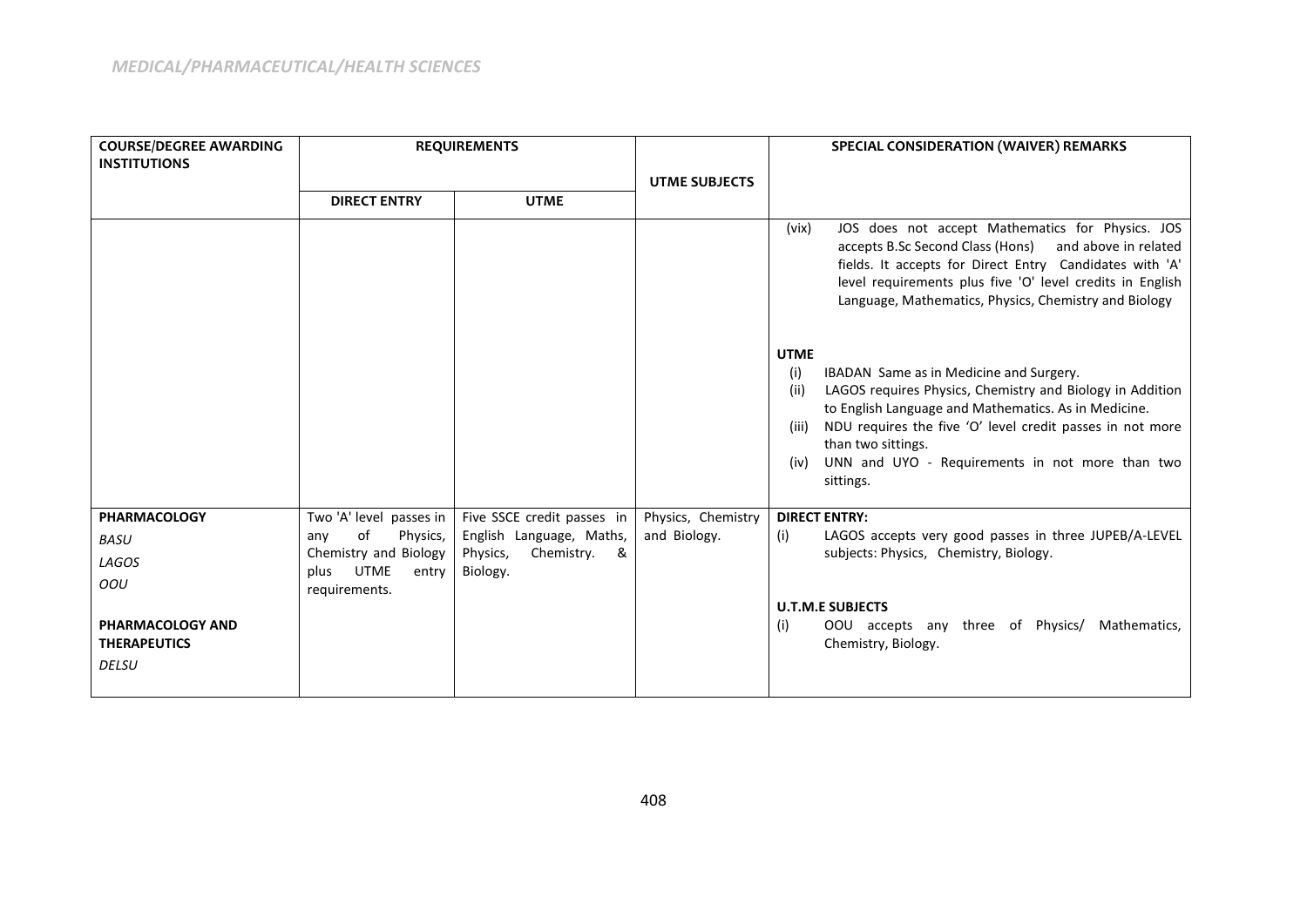*MEDICAL/PHARMACEUTICAL/HEALTH SCIENCES*

| COURSE/DEGREE AWARDING INSTITUTIONS | REQUIREMENTS | | UTME SUBJECTS | SPECIAL CONSIDERATION (WAIVER) REMARKS |
|---|---|---|---|---|
| | DIRECT ENTRY | UTME | | |
| | | | | (vix) JOS does not accept Mathematics for Physics. JOS accepts B.Sc Second Class (Hons) and above in related fields. It accepts for Direct Entry Candidates with 'A' level requirements plus five 'O' level credits in English Language, Mathematics, Physics, Chemistry and Biology<br><br>**UTME**<br>(i) IBADAN Same as in Medicine and Surgery.<br>(ii) LAGOS requires Physics, Chemistry and Biology in Addition to English Language and Mathematics. As in Medicine.<br>(iii) NDU requires the five 'O' level credit passes in not more than two sittings.<br>(iv) UNN and UYO - Requirements in not more than two sittings. |
| **PHARMACOLOGY**<br>*BASU*<br>*LAGOS*<br>*OOU*<br><br>**PHARMACOLOGY AND THERAPEUTICS**<br>*DELSU* | Two 'A' level passes in any of Physics, Chemistry and Biology plus UTME entry requirements. | Five SSCE credit passes in English Language, Maths, Physics, Chemistry. & Biology. | Physics, Chemistry and Biology. | **DIRECT ENTRY:**<br>(i) LAGOS accepts very good passes in three JUPEB/A-LEVEL subjects: Physics, Chemistry, Biology.<br><br>**U.T.M.E SUBJECTS**<br>(i) OOU accepts any three of Physics/ Mathematics, Chemistry, Biology. |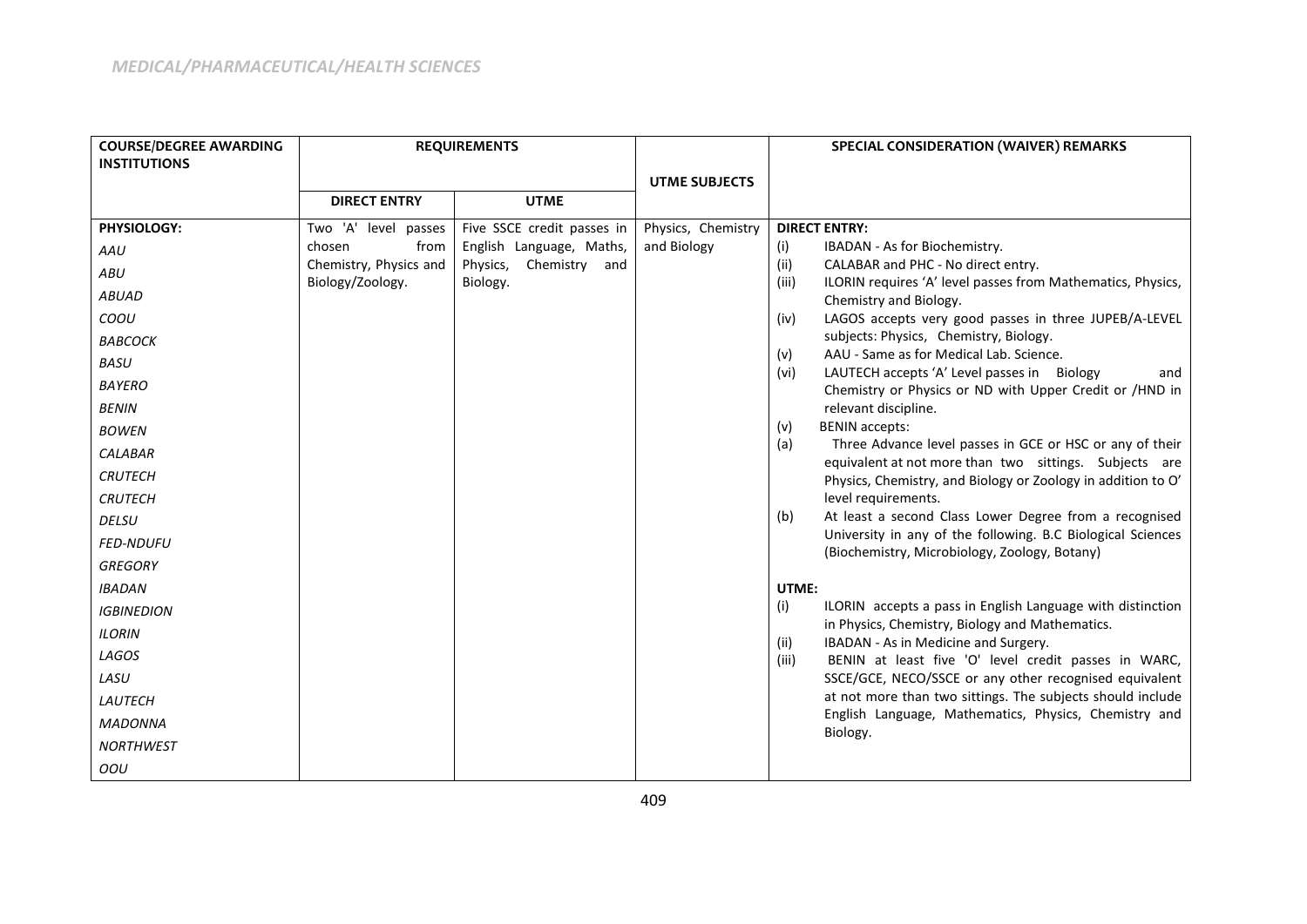## MEDICAL/PHARMACEUTICAL/HEALTH SCIENCES

| COURSE/DEGREE AWARDING INSTITUTIONS | REQUIREMENTS | | UTME SUBJECTS | SPECIAL CONSIDERATION (WAIVER) REMARKS |
|---|---|---|---|---|
| | DIRECT ENTRY | UTME | | |
| **PHYSIOLOGY:**<br>*AAU*<br>*ABU*<br>*ABUAD*<br>*COOU*<br>*BABCOCK*<br>*BASU*<br>*BAYERO*<br>*BENIN*<br>*BOWEN*<br>*CALABAR*<br>*CRUTECH*<br>*CRUTECH*<br>*DELSU*<br>*FED-NDUFU*<br>*GREGORY*<br>*IBADAN*<br>*IGBINEDION*<br>*ILORIN*<br>*LAGOS*<br>*LASU*<br>*LAUTECH*<br>*MADONNA*<br>*NORTHWEST*<br>*OOU* | Two 'A' level passes chosen from Chemistry, Physics and Biology/Zoology. | Five SSCE credit passes in English Language, Maths, Physics, Chemistry and Biology. | Physics, Chemistry and Biology | **DIRECT ENTRY:**<br>(i) IBADAN - As for Biochemistry.<br>(ii) CALABAR and PHC - No direct entry.<br>(iii) ILORIN requires 'A' level passes from Mathematics, Physics, Chemistry and Biology.<br>(iv) LAGOS accepts very good passes in three JUPEB/A-LEVEL subjects: Physics, Chemistry, Biology.<br>(v) AAU - Same as for Medical Lab. Science.<br>(vi) LAUTECH accepts 'A' Level passes in Biology and Chemistry or Physics or ND with Upper Credit or /HND in relevant discipline.<br>(v) BENIN accepts:<br>(a) Three Advance level passes in GCE or HSC or any of their equivalent at not more than two sittings. Subjects are Physics, Chemistry, and Biology or Zoology in addition to O' level requirements.<br>(b) At least a second Class Lower Degree from a recognised University in any of the following. B.C Biological Sciences (Biochemistry, Microbiology, Zoology, Botany)<br><br>**UTME:**<br>(i) ILORIN accepts a pass in English Language with distinction in Physics, Chemistry, Biology and Mathematics.<br>(ii) IBADAN - As in Medicine and Surgery.<br>(iii) BENIN at least five 'O' level credit passes in WARC, SSCE/GCE, NECO/SSCE or any other recognised equivalent at not more than two sittings. The subjects should include English Language, Mathematics, Physics, Chemistry and Biology. |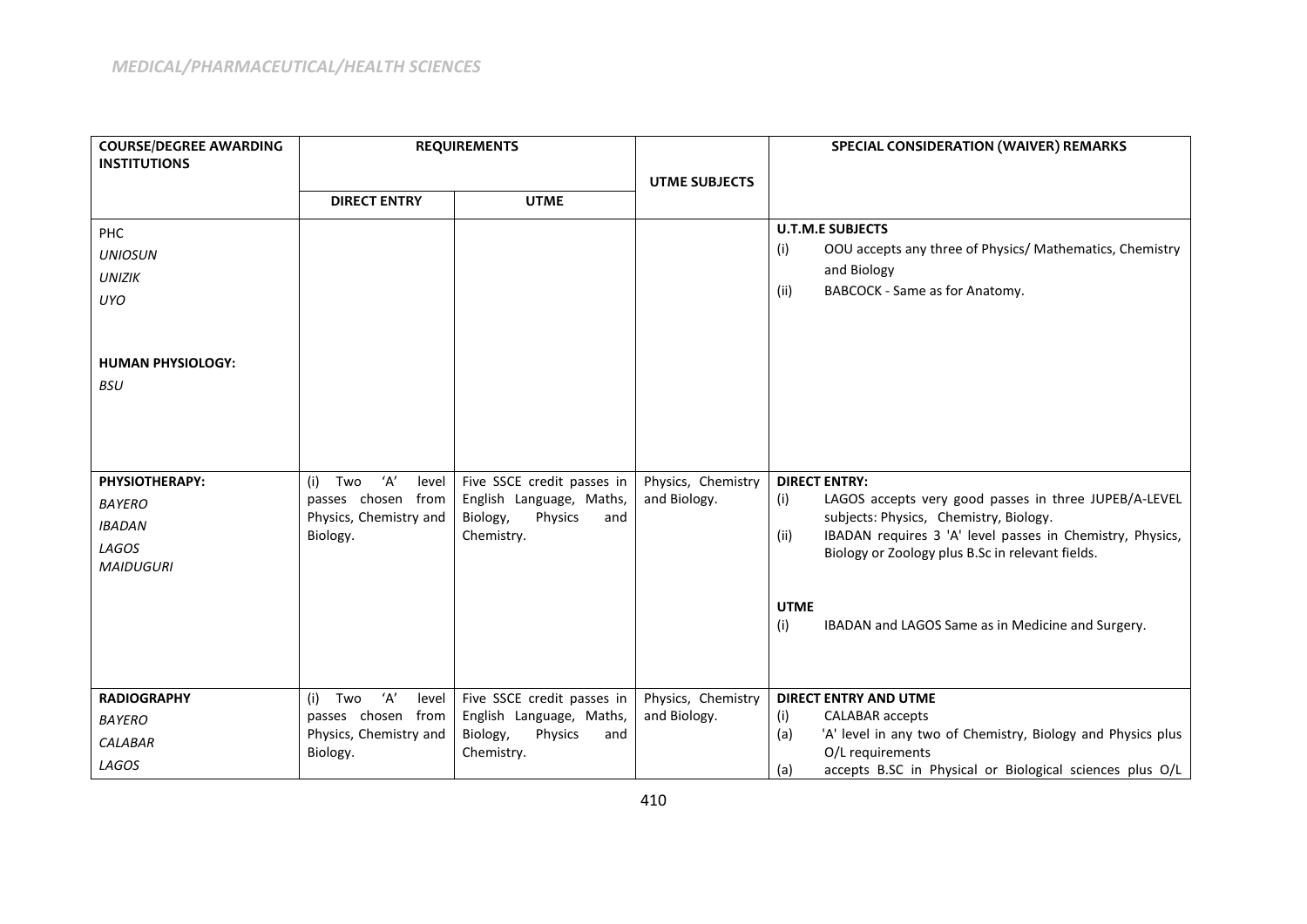*MEDICAL/PHARMACEUTICAL/HEALTH SCIENCES*

| COURSE/DEGREE AWARDING INSTITUTIONS | REQUIREMENTS | | UTME SUBJECTS | SPECIAL CONSIDERATION (WAIVER) REMARKS |
|---|---|---|---|---|
| | DIRECT ENTRY | UTME | | |
| PHC<br>*UNIOSUN*<br>*UNIZIK*<br>*UYO*<br><br>**HUMAN PHYSIOLOGY:**<br>*BSU* | | | | **U.T.M.E SUBJECTS**<br>(i) OOU accepts any three of Physics/ Mathematics, Chemistry and Biology<br>(ii) BABCOCK - Same as for Anatomy. |
| **PHYSIOTHERAPY:**<br>*BAYERO*<br>*IBADAN*<br>*LAGOS*<br>*MAIDUGURI* | (i) Two 'A' level passes chosen from Physics, Chemistry and Biology. | Five SSCE credit passes in English Language, Maths, Biology, Physics and Chemistry. | Physics, Chemistry and Biology. | **DIRECT ENTRY:**<br>(i) LAGOS accepts very good passes in three JUPEB/A-LEVEL subjects: Physics, Chemistry, Biology.<br>(ii) IBADAN requires 3 'A' level passes in Chemistry, Physics, Biology or Zoology plus B.Sc in relevant fields.<br><br>**UTME**<br>(i) IBADAN and LAGOS Same as in Medicine and Surgery. |
| **RADIOGRAPHY**<br>*BAYERO*<br>*CALABAR*<br>*LAGOS* | (i) Two 'A' level passes chosen from Physics, Chemistry and Biology. | Five SSCE credit passes in English Language, Maths, Biology, Physics and Chemistry. | Physics, Chemistry and Biology. | **DIRECT ENTRY AND UTME**<br>(i) CALABAR accepts<br>(a) 'A' level in any two of Chemistry, Biology and Physics plus O/L requirements<br>(a) accepts B.SC in Physical or Biological sciences plus O/L |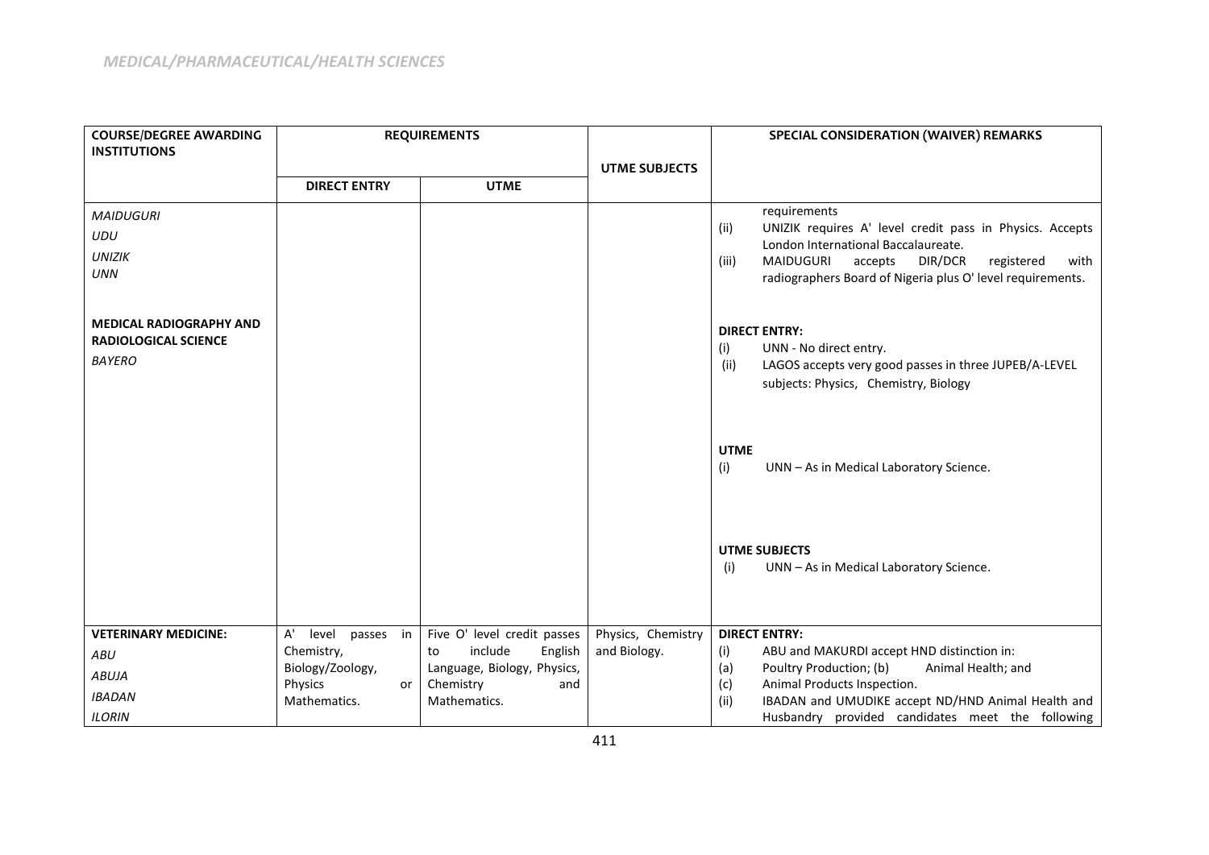## MEDICAL/PHARMACEUTICAL/HEALTH SCIENCES

| COURSE/DEGREE AWARDING INSTITUTIONS | REQUIREMENTS | | UTME SUBJECTS | SPECIAL CONSIDERATION (WAIVER) REMARKS |
|---|---|---|---|---|
| | DIRECT ENTRY | UTME | | |
| *MAIDUGURI*<br>*UDU*<br>*UNIZIK*<br>*UNN*<br><br>**MEDICAL RADIOGRAPHY AND RADIOLOGICAL SCIENCE**<br>*BAYERO* | | | | requirements<br>(ii) UNIZIK requires A' level credit pass in Physics. Accepts London International Baccalaureate.<br>(iii) MAIDUGURI accepts DIR/DCR registered with radiographers Board of Nigeria plus O' level requirements.<br><br>**DIRECT ENTRY:**<br>(i) UNN - No direct entry.<br>(ii) LAGOS accepts very good passes in three JUPEB/A-LEVEL subjects: Physics, Chemistry, Biology<br><br>**UTME**<br>(i) UNN – As in Medical Laboratory Science.<br><br>**UTME SUBJECTS**<br>(i) UNN – As in Medical Laboratory Science. |
| **VETERINARY MEDICINE:**<br>*ABU*<br>*ABUJA*<br>*IBADAN*<br>*ILORIN* | A' level passes in Chemistry, Biology/Zoology, Physics or Mathematics. | Five O' level credit passes to include English Language, Biology, Physics, Chemistry and Mathematics. | Physics, Chemistry and Biology. | **DIRECT ENTRY:**<br>(i) ABU and MAKURDI accept HND distinction in:<br>(a) Poultry Production; (b) Animal Health; and<br>(c) Animal Products Inspection.<br>(ii) IBADAN and UMUDIKE accept ND/HND Animal Health and Husbandry provided candidates meet the following |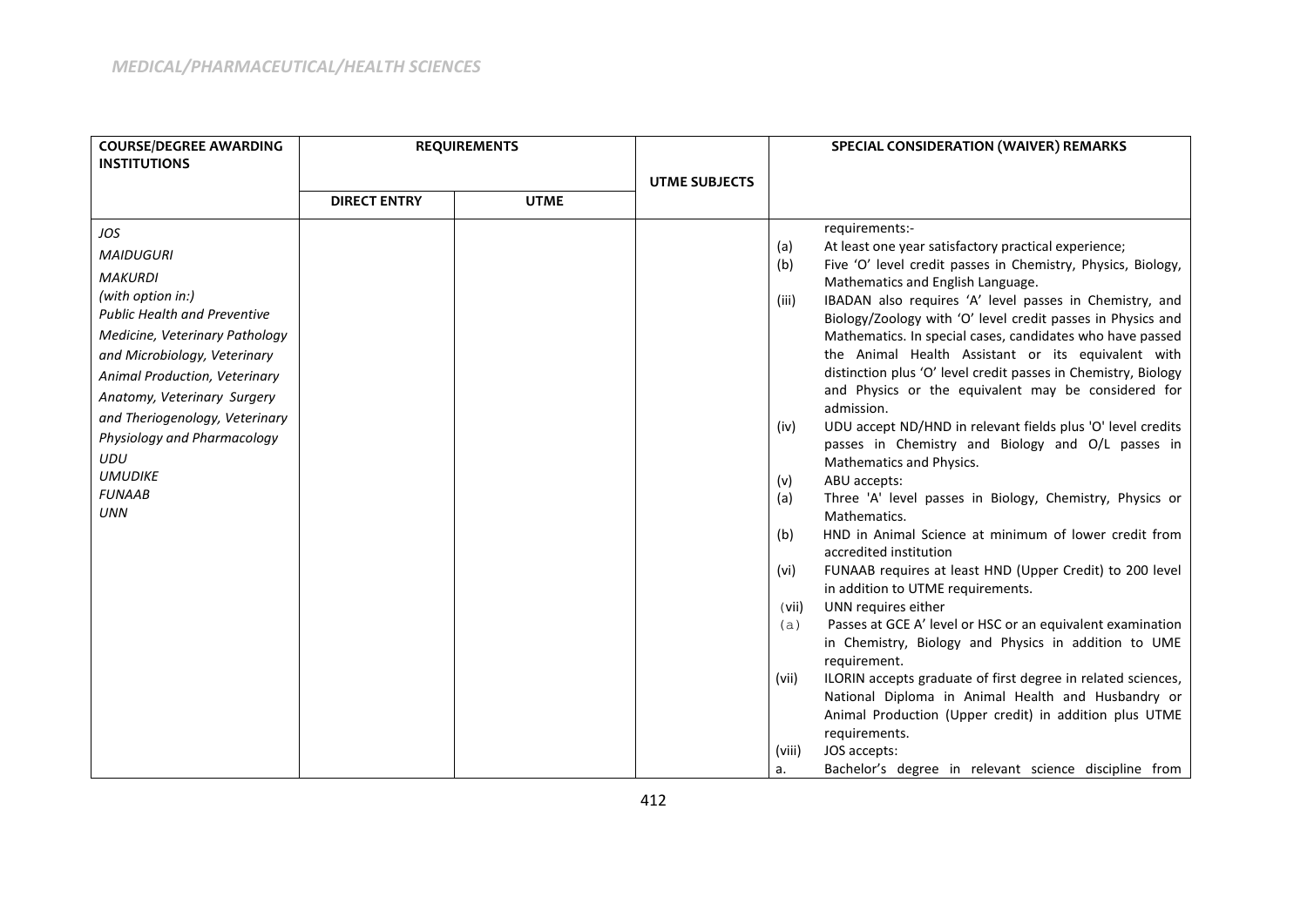*MEDICAL/PHARMACEUTICAL/HEALTH SCIENCES*

| COURSE/DEGREE AWARDING INSTITUTIONS | REQUIREMENTS | | UTME SUBJECTS | SPECIAL CONSIDERATION (WAIVER) REMARKS |
|---|---|---|---|---|
| | DIRECT ENTRY | UTME | | |
| *JOS*<br>*MAIDUGURI*<br>*MAKURDI*<br>*(with option in:)*<br>*Public Health and Preventive Medicine, Veterinary Pathology and Microbiology, Veterinary Animal Production, Veterinary Anatomy, Veterinary Surgery and Theriogenology, Veterinary Physiology and Pharmacology*<br>*UDU*<br>*UMUDIKE*<br>*FUNAAB*<br>*UNN* | | | | requirements:-<br>(a) At least one year satisfactory practical experience;<br>(b) Five 'O' level credit passes in Chemistry, Physics, Biology, Mathematics and English Language.<br>(iii) IBADAN also requires 'A' level passes in Chemistry, and Biology/Zoology with 'O' level credit passes in Physics and Mathematics. In special cases, candidates who have passed the Animal Health Assistant or its equivalent with distinction plus 'O' level credit passes in Chemistry, Biology and Physics or the equivalent may be considered for admission.<br>(iv) UDU accept ND/HND in relevant fields plus 'O' level credits passes in Chemistry and Biology and O/L passes in Mathematics and Physics.<br>(v) ABU accepts:<br>(a) Three 'A' level passes in Biology, Chemistry, Physics or Mathematics.<br>(b) HND in Animal Science at minimum of lower credit from accredited institution<br>(vi) FUNAAB requires at least HND (Upper Credit) to 200 level in addition to UTME requirements.<br>(vii) UNN requires either<br>(a) Passes at GCE A' level or HSC or an equivalent examination in Chemistry, Biology and Physics in addition to UME requirement.<br>(vii) ILORIN accepts graduate of first degree in related sciences, National Diploma in Animal Health and Husbandry or Animal Production (Upper credit) in addition plus UTME requirements.<br>(viii) JOS accepts:<br>a. Bachelor's degree in relevant science discipline from |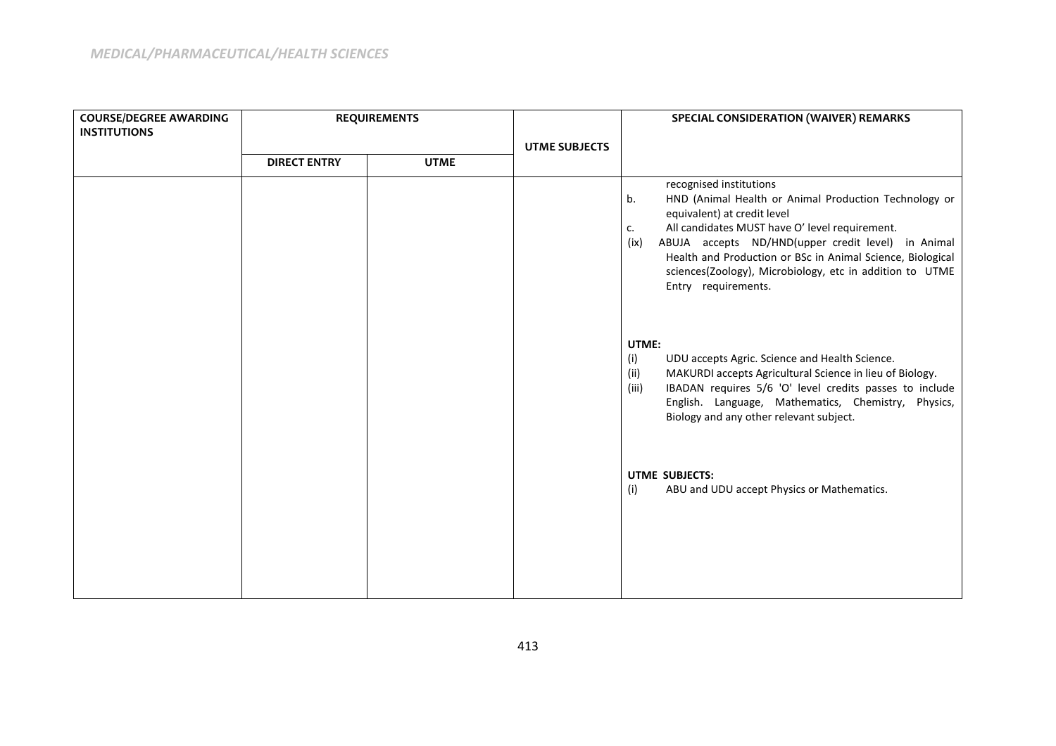*MEDICAL/PHARMACEUTICAL/HEALTH SCIENCES*

| COURSE/DEGREE AWARDING INSTITUTIONS | REQUIREMENTS | | UTME SUBJECTS | SPECIAL CONSIDERATION (WAIVER) REMARKS |
|---|---|---|---|---|
| | DIRECT ENTRY | UTME | | |
| | | | | recognised institutions<br>b. HND (Animal Health or Animal Production Technology or equivalent) at credit level<br>c. All candidates MUST have O' level requirement.<br>(ix) ABUJA accepts ND/HND(upper credit level) in Animal Health and Production or BSc in Animal Science, Biological sciences(Zoology), Microbiology, etc in addition to UTME Entry requirements.<br><br>**UTME:**<br>(i) UDU accepts Agric. Science and Health Science.<br>(ii) MAKURDI accepts Agricultural Science in lieu of Biology.<br>(iii) IBADAN requires 5/6 'O' level credits passes to include English. Language, Mathematics, Chemistry, Physics, Biology and any other relevant subject.<br><br>**UTME SUBJECTS:**<br>(i) ABU and UDU accept Physics or Mathematics. |